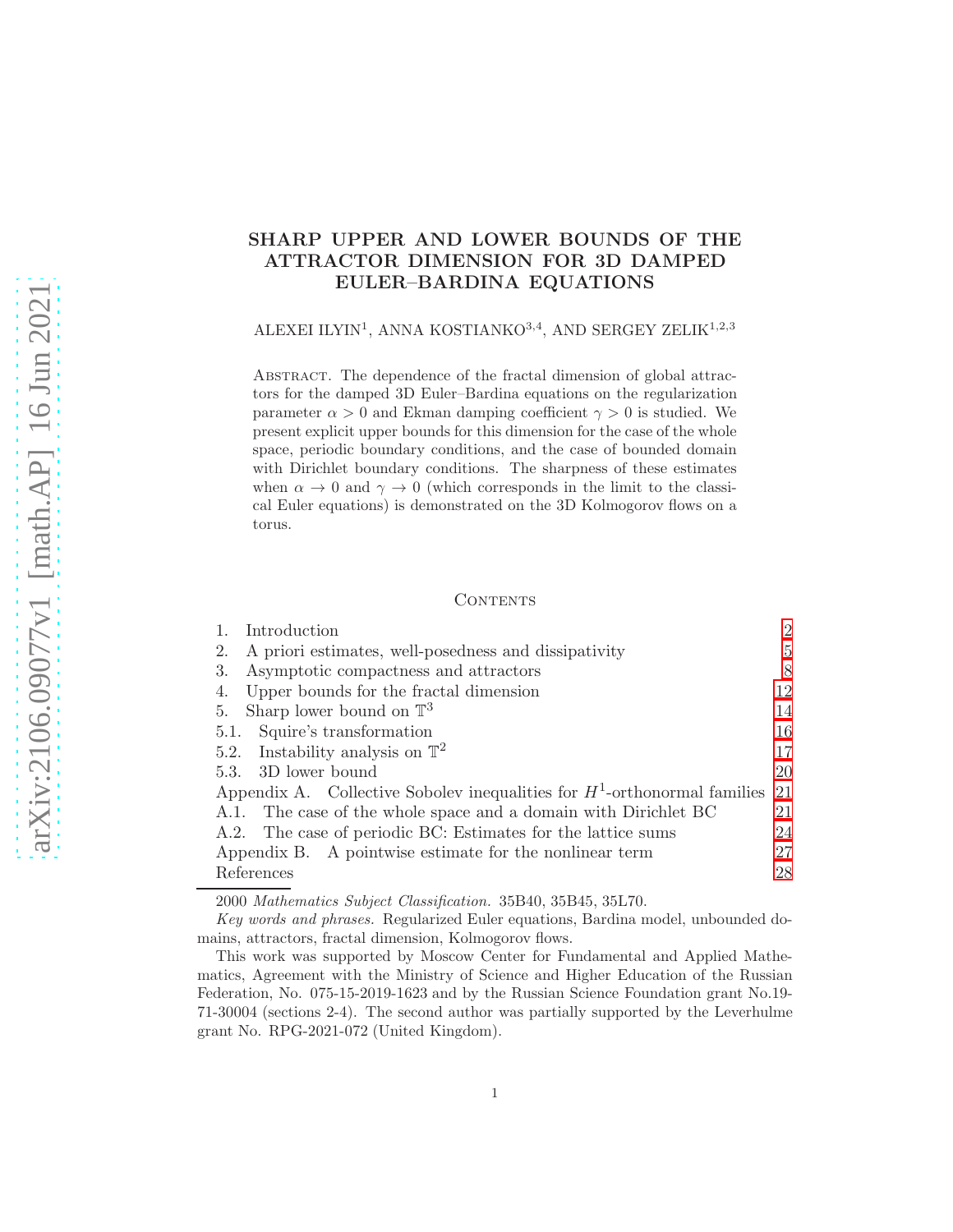# SHARP UPPER AND LOWER BOUNDS OF THE ATTRACTOR DIMENSION FOR 3D DAMPED EULER–BARDINA EQUATIONS

ALEXEI ILYIN[1], ANNA KOSTIANKO[3,4], AND SERGEY ZELIK[1,2,3]

Abstract. The dependence of the fractal dimension of global attractors for the damped 3D Euler–Bardina equations on the regularization parameter $\alpha > 0$ and Ekman damping coefficient $\gamma > 0$ is studied. We present explicit upper bounds for this dimension for the case of the whole space, periodic boundary conditions, and the case of bounded domain with Dirichlet boundary conditions. The sharpness of these estimates when $\alpha \to 0$ and $\gamma \to 0$ (which corresponds in the limit to the classical Euler equations) is demonstrated on the 3D Kolmogorov flows on a torus.

## Contents

1. Introduction 2
2. A priori estimates, well-posedness and dissipativity 5
3. Asymptotic compactness and attractors 8
4. Upper bounds for the fractal dimension 12
5. Sharp lower bound on $\mathbb{T}^3$ 14
   - 5.1. Squire's transformation 16
   - 5.2. Instability analysis on $\mathbb{T}^2$ 17
   - 5.3. 3D lower bound 20

Appendix A. Collective Sobolev inequalities for $H^1$-orthonormal families 21
- A.1. The case of the whole space and a domain with Dirichlet BC 21
- A.2. The case of periodic BC: Estimates for the lattice sums 24

Appendix B. A pointwise estimate for the nonlinear term 27

References 28

---

2000 *Mathematics Subject Classification.* 35B40, 35B45, 35L70.

*Key words and phrases.* Regularized Euler equations, Bardina model, unbounded domains, attractors, fractal dimension, Kolmogorov flows.

This work was supported by Moscow Center for Fundamental and Applied Mathematics, Agreement with the Ministry of Science and Higher Education of the Russian Federation, No. 075-15-2019-1623 and by the Russian Science Foundation grant No.19-71-30004 (sections 2-4). The second author was partially supported by the Leverhulme grant No. RPG-2021-072 (United Kingdom).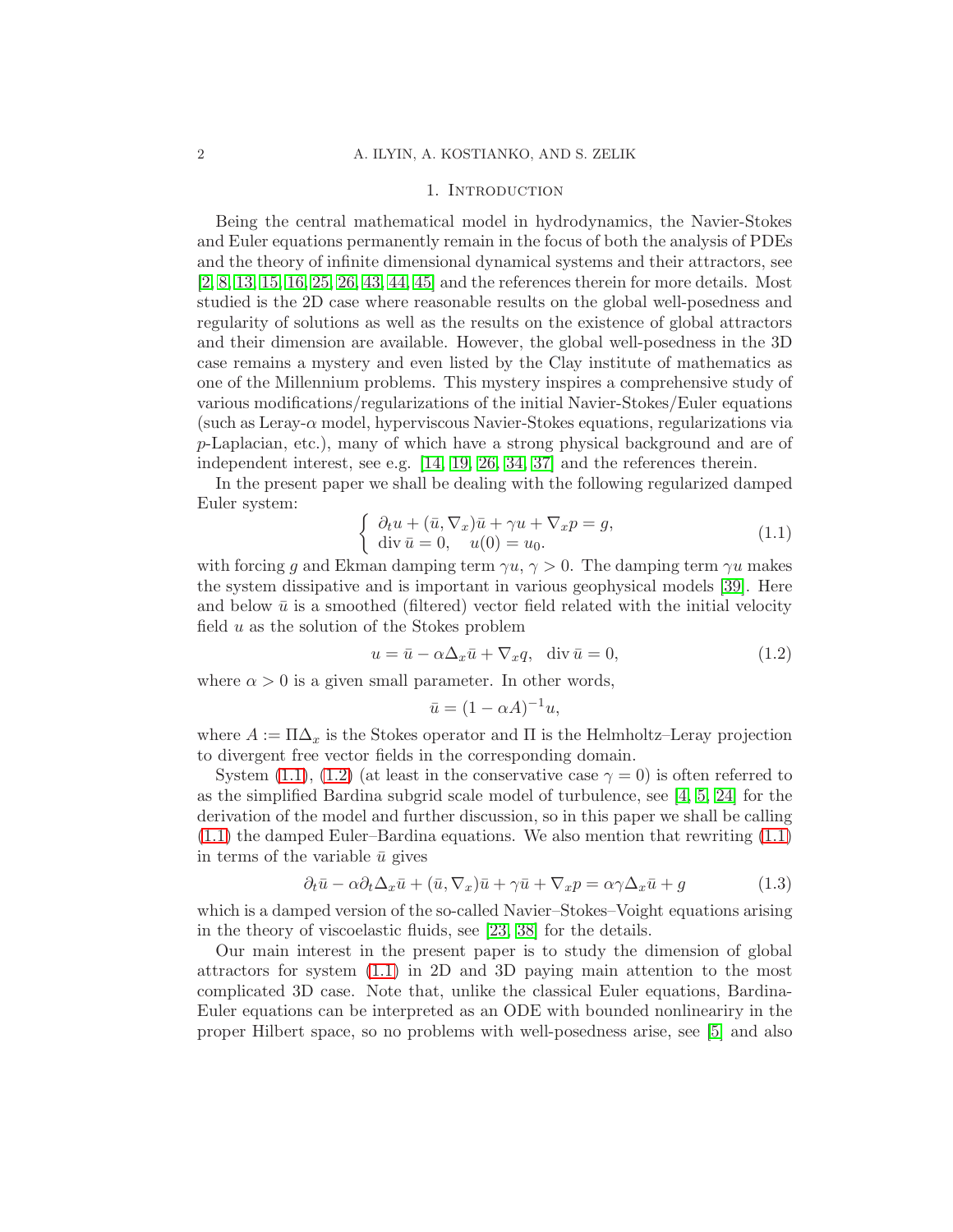## 1. Introduction

Being the central mathematical model in hydrodynamics, the Navier-Stokes and Euler equations permanently remain in the focus of both the analysis of PDEs and the theory of infinite dimensional dynamical systems and their attractors, see [2, 8, 13, 15, 16, 25, 26, 43, 44, 45] and the references therein for more details. Most studied is the 2D case where reasonable results on the global well-posedness and regularity of solutions as well as the results on the existence of global attractors and their dimension are available. However, the global well-posedness in the 3D case remains a mystery and even listed by the Clay institute of mathematics as one of the Millennium problems. This mystery inspires a comprehensive study of various modifications/regularizations of the initial Navier-Stokes/Euler equations (such as Leray-$\alpha$ model, hyperviscous Navier-Stokes equations, regularizations via $p$-Laplacian, etc.), many of which have a strong physical background and are of independent interest, see e.g. [14, 19, 26, 34, 37] and the references therein.

In the present paper we shall be dealing with the following regularized damped Euler system:

$$
\begin{cases} \partial_t u + (\bar u, \nabla_x)\bar u + \gamma u + \nabla_x p = g, \\ \operatorname{div} \bar u = 0, \quad u(0) = u_0. \end{cases} \tag{1.1}
$$

with forcing $g$ and Ekman damping term $\gamma u$, $\gamma > 0$. The damping term $\gamma u$ makes the system dissipative and is important in various geophysical models [39]. Here and below $\bar u$ is a smoothed (filtered) vector field related with the initial velocity field $u$ as the solution of the Stokes problem

$$
u = \bar u - \alpha \Delta_x \bar u + \nabla_x q, \quad \operatorname{div} \bar u = 0, \tag{1.2}
$$

where $\alpha > 0$ is a given small parameter. In other words,

$$
\bar u = (1 - \alpha A)^{-1} u,
$$

where $A := \Pi \Delta_x$ is the Stokes operator and $\Pi$ is the Helmholtz–Leray projection to divergent free vector fields in the corresponding domain.

System (1.1), (1.2) (at least in the conservative case $\gamma = 0$) is often referred to as the simplified Bardina subgrid scale model of turbulence, see [4, 5, 24] for the derivation of the model and further discussion, so in this paper we shall be calling (1.1) the damped Euler–Bardina equations. We also mention that rewriting (1.1) in terms of the variable $\bar u$ gives

$$
\partial_t \bar u - \alpha \partial_t \Delta_x \bar u + (\bar u, \nabla_x)\bar u + \gamma \bar u + \nabla_x p = \alpha\gamma \Delta_x \bar u + g \tag{1.3}
$$

which is a damped version of the so-called Navier–Stokes–Voight equations arising in the theory of viscoelastic fluids, see [23, 38] for the details.

Our main interest in the present paper is to study the dimension of global attractors for system (1.1) in 2D and 3D paying main attention to the most complicated 3D case. Note that, unlike the classical Euler equations, Bardina-Euler equations can be interpreted as an ODE with bounded nonlineariry in the proper Hilbert space, so no problems with well-posedness arise, see [5] and also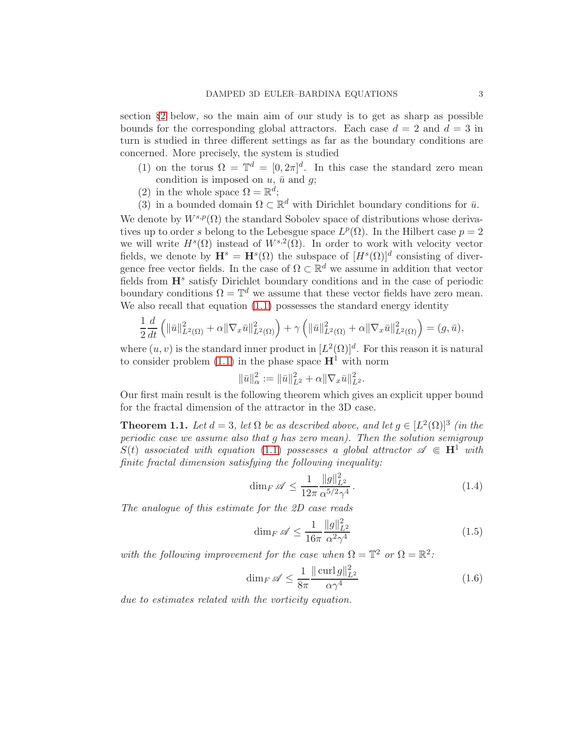section §2 below, so the main aim of our study is to get as sharp as possible bounds for the corresponding global attractors. Each case $d = 2$ and $d = 3$ in turn is studied in three different settings as far as the boundary conditions are concerned. More precisely, the system is studied

1. on the torus $\Omega = \mathbb{T}^d = [0, 2\pi]^d$. In this case the standard zero mean condition is imposed on $u$, $\bar{u}$ and $g$;
2. in the whole space $\Omega = \mathbb{R}^d$;
3. in a bounded domain $\Omega \subset \mathbb{R}^d$ with Dirichlet boundary conditions for $\bar{u}$.

We denote by $W^{s,p}(\Omega)$ the standard Sobolev space of distributions whose derivatives up to order $s$ belong to the Lebesgue space $L^p(\Omega)$. In the Hilbert case $p = 2$ we will write $H^s(\Omega)$ instead of $W^{s,2}(\Omega)$. In order to work with velocity vector fields, we denote by $\mathbf{H}^s = \mathbf{H}^s(\Omega)$ the subspace of $[H^s(\Omega)]^d$ consisting of divergence free vector fields. In the case of $\Omega \subset \mathbb{R}^d$ we assume in addition that vector fields from $\mathbf{H}^s$ satisfy Dirichlet boundary conditions and in the case of periodic boundary conditions $\Omega = \mathbb{T}^d$ we assume that these vector fields have zero mean. We also recall that equation (1.1) possesses the standard energy identity

$$
\frac{1}{2}\frac{d}{dt}\left(\|\bar{u}\|^2_{L^2(\Omega)} + \alpha\|\nabla_x \bar{u}\|^2_{L^2(\Omega)}\right) + \gamma\left(\|\bar{u}\|^2_{L^2(\Omega)} + \alpha\|\nabla_x \bar{u}\|^2_{L^2(\Omega)}\right) = (g, \bar{u}),
$$

where $(u, v)$ is the standard inner product in $[L^2(\Omega)]^d$. For this reason it is natural to consider problem (1.1) in the phase space $\mathbf{H}^1$ with norm

$$
\|\bar{u}\|^2_\alpha := \|\bar{u}\|^2_{L^2} + \alpha\|\nabla_x \bar{u}\|^2_{L^2}.
$$

Our first main result is the following theorem which gives an explicit upper bound for the fractal dimension of the attractor in the 3D case.

**Theorem 1.1.** *Let $d = 3$, let $\Omega$ be as described above, and let $g \in [L^2(\Omega)]^3$ (in the periodic case we assume also that $g$ has zero mean). Then the solution semigroup $S(t)$ associated with equation (1.1) possesses a global attractor $\mathscr{A} \Subset \mathbf{H}^1$ with finite fractal dimension satisfying the following inequality:*

$$
\dim_F \mathscr{A} \le \frac{1}{12\pi}\frac{\|g\|^2_{L^2}}{\alpha^{5/2}\gamma^4}\,. \tag{1.4}
$$

*The analogue of this estimate for the 2D case reads*

$$
\dim_F \mathscr{A} \le \frac{1}{16\pi}\frac{\|g\|^2_{L^2}}{\alpha^2\gamma^4} \tag{1.5}
$$

*with the following improvement for the case when $\Omega = \mathbb{T}^2$ or $\Omega = \mathbb{R}^2$:*

$$
\dim_F \mathscr{A} \le \frac{1}{8\pi}\frac{\|\operatorname{curl} g\|^2_{L^2}}{\alpha\gamma^4} \tag{1.6}
$$

*due to estimates related with the vorticity equation.*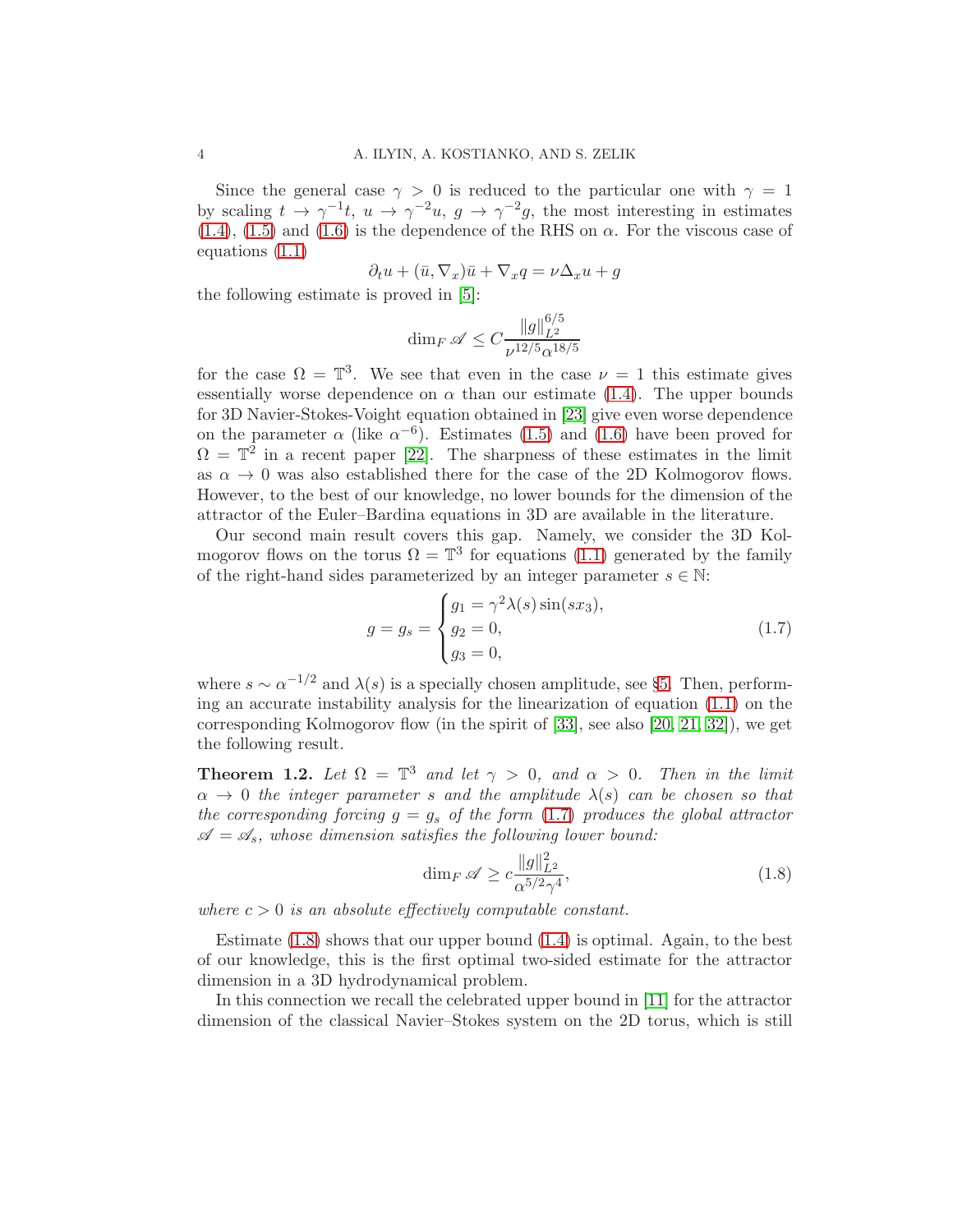Since the general case $\gamma > 0$ is reduced to the particular one with $\gamma = 1$ by scaling $t \to \gamma^{-1}t$, $u \to \gamma^{-2}u$, $g \to \gamma^{-2}g$, the most interesting in estimates (1.4), (1.5) and (1.6) is the dependence of the RHS on $\alpha$. For the viscous case of equations (1.1)

$$\partial_t u + (\bar{u}, \nabla_x)\bar{u} + \nabla_x q = \nu \Delta_x u + g$$

the following estimate is proved in [5]:

$$\dim_F \mathscr{A} \le C \frac{\|g\|_{L^2}^{6/5}}{\nu^{12/5}\alpha^{18/5}}$$

for the case $\Omega = \mathbb{T}^3$. We see that even in the case $\nu = 1$ this estimate gives essentially worse dependence on $\alpha$ than our estimate (1.4). The upper bounds for 3D Navier-Stokes-Voight equation obtained in [23] give even worse dependence on the parameter $\alpha$ (like $\alpha^{-6}$). Estimates (1.5) and (1.6) have been proved for $\Omega = \mathbb{T}^2$ in a recent paper [22]. The sharpness of these estimates in the limit as $\alpha \to 0$ was also established there for the case of the 2D Kolmogorov flows. However, to the best of our knowledge, no lower bounds for the dimension of the attractor of the Euler–Bardina equations in 3D are available in the literature.

Our second main result covers this gap. Namely, we consider the 3D Kolmogorov flows on the torus $\Omega = \mathbb{T}^3$ for equations (1.1) generated by the family of the right-hand sides parameterized by an integer parameter $s \in \mathbb{N}$:

$$g = g_s = \begin{cases} g_1 = \gamma^2 \lambda(s) \sin(s x_3), \\ g_2 = 0, \\ g_3 = 0, \end{cases} \tag{1.7}$$

where $s \sim \alpha^{-1/2}$ and $\lambda(s)$ is a specially chosen amplitude, see §5. Then, performing an accurate instability analysis for the linearization of equation (1.1) on the corresponding Kolmogorov flow (in the spirit of [33], see also [20, 21, 32]), we get the following result.

**Theorem 1.2.** *Let $\Omega = \mathbb{T}^3$ and let $\gamma > 0$, and $\alpha > 0$. Then in the limit $\alpha \to 0$ the integer parameter $s$ and the amplitude $\lambda(s)$ can be chosen so that the corresponding forcing $g = g_s$ of the form (1.7) produces the global attractor $\mathscr{A} = \mathscr{A}_s$, whose dimension satisfies the following lower bound:*

$$\dim_F \mathscr{A} \ge c \frac{\|g\|_{L^2}^2}{\alpha^{5/2}\gamma^4}, \tag{1.8}$$

*where $c > 0$ is an absolute effectively computable constant.*

Estimate (1.8) shows that our upper bound (1.4) is optimal. Again, to the best of our knowledge, this is the first optimal two-sided estimate for the attractor dimension in a 3D hydrodynamical problem.

In this connection we recall the celebrated upper bound in [11] for the attractor dimension of the classical Navier–Stokes system on the 2D torus, which is still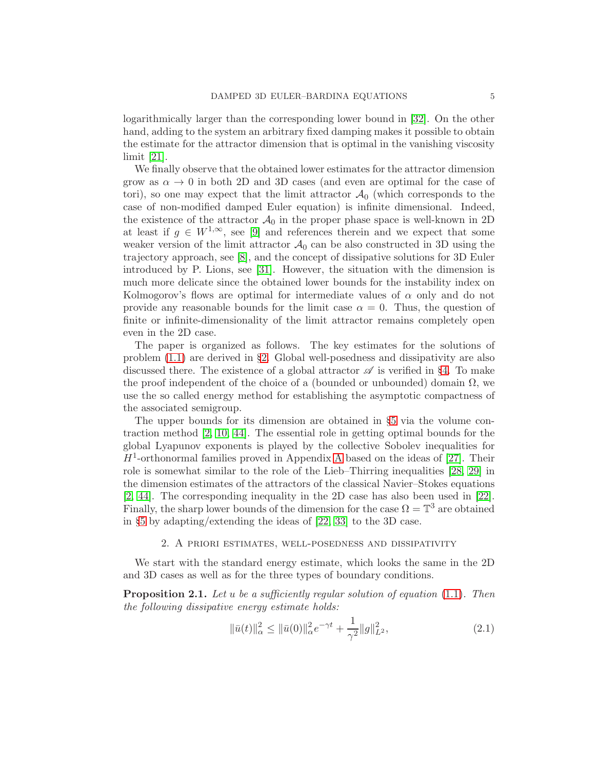logarithmically larger than the corresponding lower bound in [32]. On the other hand, adding to the system an arbitrary fixed damping makes it possible to obtain the estimate for the attractor dimension that is optimal in the vanishing viscosity limit [21].

We finally observe that the obtained lower estimates for the attractor dimension grow as $\alpha \to 0$ in both 2D and 3D cases (and even are optimal for the case of tori), so one may expect that the limit attractor $\mathcal{A}_0$ (which corresponds to the case of non-modified damped Euler equation) is infinite dimensional. Indeed, the existence of the attractor $\mathcal{A}_0$ in the proper phase space is well-known in 2D at least if $g \in W^{1,\infty}$, see [9] and references therein and we expect that some weaker version of the limit attractor $\mathcal{A}_0$ can be also constructed in 3D using the trajectory approach, see [8], and the concept of dissipative solutions for 3D Euler introduced by P. Lions, see [31]. However, the situation with the dimension is much more delicate since the obtained lower bounds for the instability index on Kolmogorov's flows are optimal for intermediate values of $\alpha$ only and do not provide any reasonable bounds for the limit case $\alpha = 0$. Thus, the question of finite or infinite-dimensionality of the limit attractor remains completely open even in the 2D case.

The paper is organized as follows. The key estimates for the solutions of problem (1.1) are derived in §2. Global well-posedness and dissipativity are also discussed there. The existence of a global attractor $\mathscr{A}$ is verified in §4. To make the proof independent of the choice of a (bounded or unbounded) domain $\Omega$, we use the so called energy method for establishing the asymptotic compactness of the associated semigroup.

The upper bounds for its dimension are obtained in §5 via the volume contraction method [2, 10, 44]. The essential role in getting optimal bounds for the global Lyapunov exponents is played by the collective Sobolev inequalities for $H^1$-orthonormal families proved in Appendix A based on the ideas of [27]. Their role is somewhat similar to the role of the Lieb–Thirring inequalities [28, 29] in the dimension estimates of the attractors of the classical Navier–Stokes equations [2, 44]. The corresponding inequality in the 2D case has also been used in [22]. Finally, the sharp lower bounds of the dimension for the case $\Omega = \mathbb{T}^3$ are obtained in §5 by adapting/extending the ideas of [22, 33] to the 3D case.

## 2. A priori estimates, well-posedness and dissipativity

We start with the standard energy estimate, which looks the same in the 2D and 3D cases as well as for the three types of boundary conditions.

**Proposition 2.1.** *Let $u$ be a sufficiently regular solution of equation (1.1). Then the following dissipative energy estimate holds:*

$$\|\bar{u}(t)\|_\alpha^2 \le \|\bar{u}(0)\|_\alpha^2 e^{-\gamma t} + \frac{1}{\gamma^2}\|g\|_{L^2}^2, \tag{2.1}$$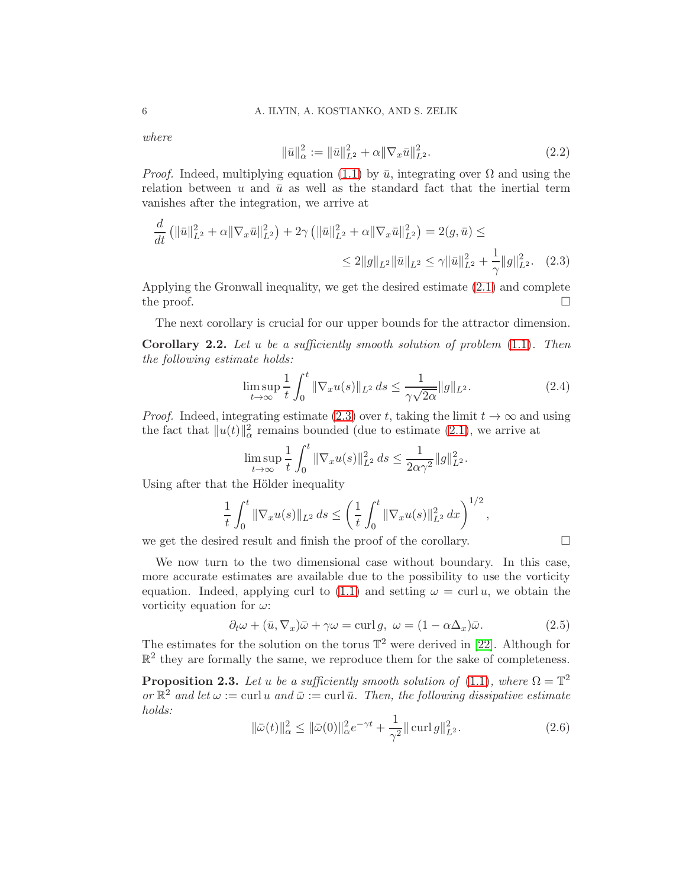*where*

$$\|\bar{u}\|_\alpha^2 := \|\bar{u}\|_{L^2}^2 + \alpha\|\nabla_x \bar{u}\|_{L^2}^2. \tag{2.2}$$

*Proof.* Indeed, multiplying equation (1.1) by $\bar{u}$, integrating over $\Omega$ and using the relation between $u$ and $\bar{u}$ as well as the standard fact that the inertial term vanishes after the integration, we arrive at

$$\frac{d}{dt}\left(\|\bar{u}\|_{L^2}^2 + \alpha\|\nabla_x\bar{u}\|_{L^2}^2\right) + 2\gamma\left(\|\bar{u}\|_{L^2}^2 + \alpha\|\nabla_x\bar{u}\|_{L^2}^2\right) = 2(g,\bar{u}) \le$$
$$\le 2\|g\|_{L^2}\|\bar{u}\|_{L^2} \le \gamma\|\bar{u}\|_{L^2}^2 + \frac{1}{\gamma}\|g\|_{L^2}^2. \tag{2.3}$$

Applying the Gronwall inequality, we get the desired estimate (2.1) and complete the proof. $\square$

The next corollary is crucial for our upper bounds for the attractor dimension.

**Corollary 2.2.** *Let $u$ be a sufficiently smooth solution of problem (1.1). Then the following estimate holds:*

$$\limsup_{t\to\infty}\frac{1}{t}\int_0^t \|\nabla_x u(s)\|_{L^2}\,ds \le \frac{1}{\gamma\sqrt{2\alpha}}\|g\|_{L^2}. \tag{2.4}$$

*Proof.* Indeed, integrating estimate (2.3) over $t$, taking the limit $t\to\infty$ and using the fact that $\|u(t)\|_\alpha^2$ remains bounded (due to estimate (2.1), we arrive at

$$\limsup_{t\to\infty}\frac{1}{t}\int_0^t \|\nabla_x u(s)\|_{L^2}^2\,ds \le \frac{1}{2\alpha\gamma^2}\|g\|_{L^2}^2.$$

Using after that the Hölder inequality

$$\frac{1}{t}\int_0^t \|\nabla_x u(s)\|_{L^2}\,ds \le \left(\frac{1}{t}\int_0^t \|\nabla_x u(s)\|_{L^2}^2\,dx\right)^{1/2},$$

we get the desired result and finish the proof of the corollary. $\square$

We now turn to the two dimensional case without boundary. In this case, more accurate estimates are available due to the possibility to use the vorticity equation. Indeed, applying curl to (1.1) and setting $\omega = \operatorname{curl} u$, we obtain the vorticity equation for $\omega$:

$$\partial_t\omega + (\bar{u},\nabla_x)\bar{\omega} + \gamma\omega = \operatorname{curl} g,\ \omega = (1-\alpha\Delta_x)\bar{\omega}. \tag{2.5}$$

The estimates for the solution on the torus $\mathbb{T}^2$ were derived in [22]. Although for $\mathbb{R}^2$ they are formally the same, we reproduce them for the sake of completeness.

**Proposition 2.3.** *Let $u$ be a sufficiently smooth solution of (1.1), where $\Omega = \mathbb{T}^2$ or $\mathbb{R}^2$ and let $\omega := \operatorname{curl} u$ and $\bar{\omega} := \operatorname{curl}\bar{u}$. Then, the following dissipative estimate holds:*

$$\|\bar{\omega}(t)\|_\alpha^2 \le \|\bar{\omega}(0)\|_\alpha^2 e^{-\gamma t} + \frac{1}{\gamma^2}\|\operatorname{curl} g\|_{L^2}^2. \tag{2.6}$$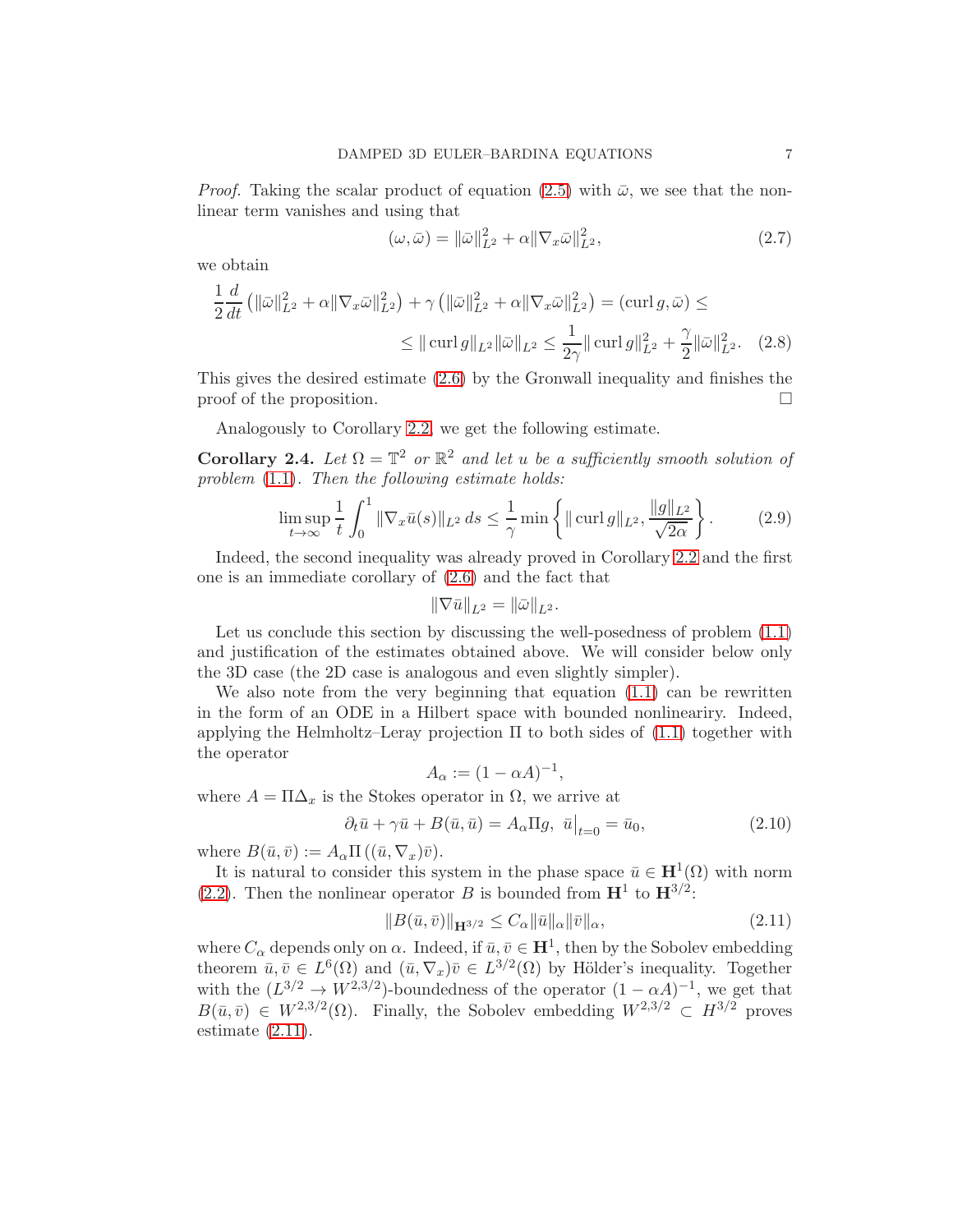*Proof.* Taking the scalar product of equation (2.5) with $\bar\omega$, we see that the nonlinear term vanishes and using that

$$(\omega,\bar\omega)=\|\bar\omega\|^2_{L^2}+\alpha\|\nabla_x\bar\omega\|^2_{L^2}, \tag{2.7}$$

we obtain

$$\frac12\frac{d}{dt}\left(\|\bar\omega\|^2_{L^2}+\alpha\|\nabla_x\bar\omega\|^2_{L^2}\right)+\gamma\left(\|\bar\omega\|^2_{L^2}+\alpha\|\nabla_x\bar\omega\|^2_{L^2}\right)=(\operatorname{curl} g,\bar\omega)\le$$
$$\le\|\operatorname{curl} g\|_{L^2}\|\bar\omega\|_{L^2}\le\frac{1}{2\gamma}\|\operatorname{curl} g\|^2_{L^2}+\frac{\gamma}{2}\|\bar\omega\|^2_{L^2}. \tag{2.8}$$

This gives the desired estimate (2.6) by the Gronwall inequality and finishes the proof of the proposition. $\square$

Analogously to Corollary 2.2, we get the following estimate.

**Corollary 2.4.** *Let $\Omega=\mathbb{T}^2$ or $\mathbb{R}^2$ and let $u$ be a sufficiently smooth solution of problem (1.1). Then the following estimate holds:*

$$\limsup_{t\to\infty}\frac1t\int_0^1\|\nabla_x\bar u(s)\|_{L^2}\,ds\le\frac1\gamma\min\left\{\|\operatorname{curl} g\|_{L^2},\frac{\|g\|_{L^2}}{\sqrt{2\alpha}}\right\}. \tag{2.9}$$

Indeed, the second inequality was already proved in Corollary 2.2 and the first one is an immediate corollary of (2.6) and the fact that

$$\|\nabla\bar u\|_{L^2}=\|\bar\omega\|_{L^2}.$$

Let us conclude this section by discussing the well-posedness of problem (1.1) and justification of the estimates obtained above. We will consider below only the 3D case (the 2D case is analogous and even slightly simpler).

We also note from the very beginning that equation (1.1) can be rewritten in the form of an ODE in a Hilbert space with bounded nonlineariry. Indeed, applying the Helmholtz–Leray projection $\Pi$ to both sides of (1.1) together with the operator

$$A_\alpha:=(1-\alpha A)^{-1},$$

where $A=\Pi\Delta_x$ is the Stokes operator in $\Omega$, we arrive at

$$\partial_t\bar u+\gamma\bar u+B(\bar u,\bar u)=A_\alpha\Pi g,\ \ \bar u\big|_{t=0}=\bar u_0, \tag{2.10}$$

where $B(\bar u,\bar v):=A_\alpha\Pi\left((\bar u,\nabla_x)\bar v\right)$.

It is natural to consider this system in the phase space $\bar u\in\mathbf{H}^1(\Omega)$ with norm (2.2). Then the nonlinear operator $B$ is bounded from $\mathbf{H}^1$ to $\mathbf{H}^{3/2}$:

$$\|B(\bar u,\bar v)\|_{\mathbf{H}^{3/2}}\le C_\alpha\|\bar u\|_\alpha\|\bar v\|_\alpha, \tag{2.11}$$

where $C_\alpha$ depends only on $\alpha$. Indeed, if $\bar u,\bar v\in\mathbf{H}^1$, then by the Sobolev embedding theorem $\bar u,\bar v\in L^6(\Omega)$ and $(\bar u,\nabla_x)\bar v\in L^{3/2}(\Omega)$ by Hölder's inequality. Together with the $(L^{3/2}\to W^{2,3/2})$-boundedness of the operator $(1-\alpha A)^{-1}$, we get that $B(\bar u,\bar v)\in W^{2,3/2}(\Omega)$. Finally, the Sobolev embedding $W^{2,3/2}\subset H^{3/2}$ proves estimate (2.11).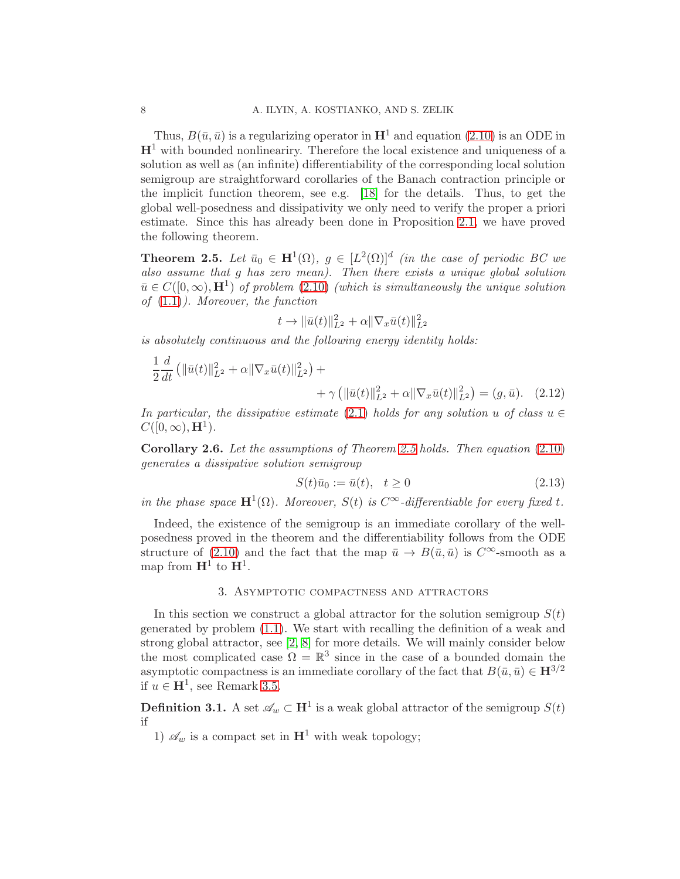Thus, $B(\bar u,\bar u)$ is a regularizing operator in $\mathbf{H}^1$ and equation (2.10) is an ODE in $\mathbf{H}^1$ with bounded nonlineariry. Therefore the local existence and uniqueness of a solution as well as (an infinite) differentiability of the corresponding local solution semigroup are straightforward corollaries of the Banach contraction principle or the implicit function theorem, see e.g. [18] for the details. Thus, to get the global well-posedness and dissipativity we only need to verify the proper a priori estimate. Since this has already been done in Proposition 2.1, we have proved the following theorem.

**Theorem 2.5.** *Let $\bar u_0 \in \mathbf{H}^1(\Omega)$, $g \in [L^2(\Omega)]^d$ (in the case of periodic BC we also assume that $g$ has zero mean). Then there exists a unique global solution $\bar u \in C([0,\infty),\mathbf{H}^1)$ of problem (2.10) (which is simultaneously the unique solution of (1.1)). Moreover, the function*

$$t \to \|\bar u(t)\|^2_{L^2} + \alpha\|\nabla_x \bar u(t)\|^2_{L^2}$$

*is absolutely continuous and the following energy identity holds:*

$$\frac12\frac{d}{dt}\left(\|\bar u(t)\|^2_{L^2} + \alpha\|\nabla_x \bar u(t)\|^2_{L^2}\right) + \\ + \gamma\left(\|\bar u(t)\|^2_{L^2} + \alpha\|\nabla_x \bar u(t)\|^2_{L^2}\right) = (g,\bar u). \quad (2.12)$$

*In particular, the dissipative estimate (2.1) holds for any solution $u$ of class $u \in C([0,\infty),\mathbf{H}^1)$.*

**Corollary 2.6.** *Let the assumptions of Theorem 2.5 holds. Then equation (2.10) generates a dissipative solution semigroup*

$$S(t)\bar u_0 := \bar u(t), \quad t \ge 0 \quad (2.13)$$

*in the phase space $\mathbf{H}^1(\Omega)$. Moreover, $S(t)$ is $C^\infty$-differentiable for every fixed $t$.*

Indeed, the existence of the semigroup is an immediate corollary of the well-posedness proved in the theorem and the differentiability follows from the ODE structure of (2.10) and the fact that the map $\bar u \to B(\bar u,\bar u)$ is $C^\infty$-smooth as a map from $\mathbf{H}^1$ to $\mathbf{H}^1$.

## 3. Asymptotic compactness and attractors

In this section we construct a global attractor for the solution semigroup $S(t)$ generated by problem (1.1). We start with recalling the definition of a weak and strong global attractor, see [2, 8] for more details. We will mainly consider below the most complicated case $\Omega = \mathbb{R}^3$ since in the case of a bounded domain the asymptotic compactness is an immediate corollary of the fact that $B(\bar u,\bar u) \in \mathbf{H}^{3/2}$ if $u \in \mathbf{H}^1$, see Remark 3.5.

**Definition 3.1.** A set $\mathscr{A}_w \subset \mathbf{H}^1$ is a weak global attractor of the semigroup $S(t)$ if

1) $\mathscr{A}_w$ is a compact set in $\mathbf{H}^1$ with weak topology;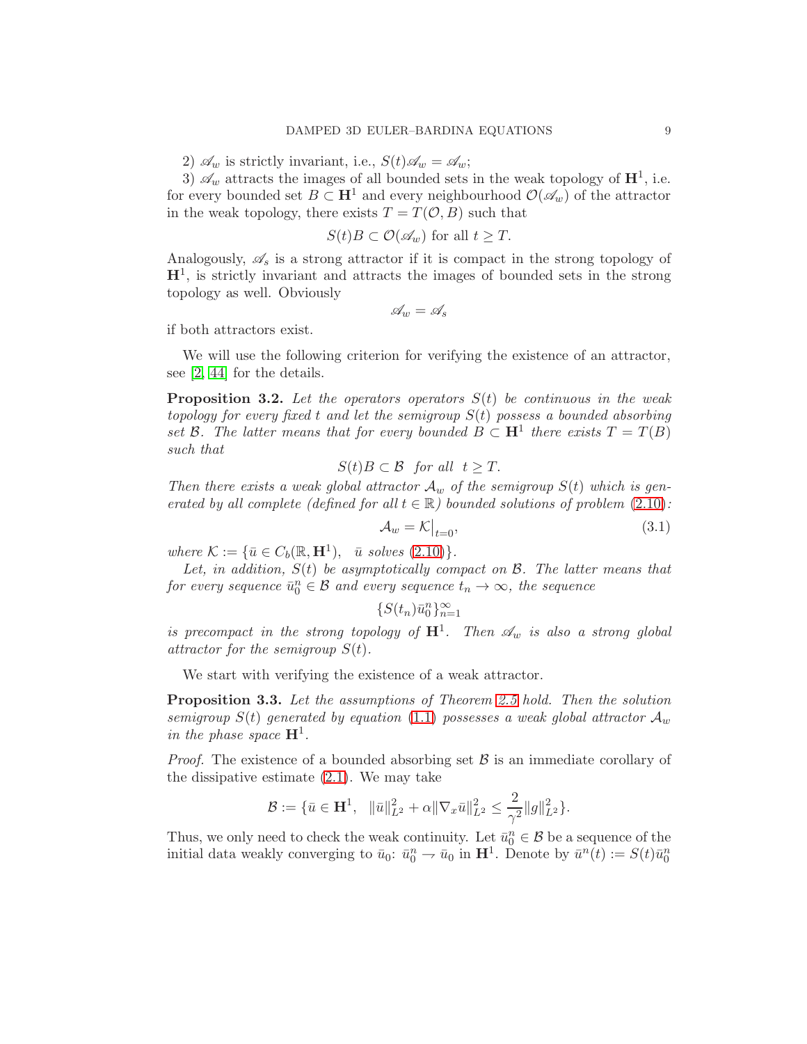2) $\mathscr{A}_w$ is strictly invariant, i.e., $S(t)\mathscr{A}_w = \mathscr{A}_w$;

3) $\mathscr{A}_w$ attracts the images of all bounded sets in the weak topology of $\mathbf{H}^1$, i.e. for every bounded set $B \subset \mathbf{H}^1$ and every neighbourhood $\mathcal{O}(\mathscr{A}_w)$ of the attractor in the weak topology, there exists $T = T(\mathcal{O}, B)$ such that

$$S(t)B \subset \mathcal{O}(\mathscr{A}_w) \text{ for all } t \geq T.$$

Analogously, $\mathscr{A}_s$ is a strong attractor if it is compact in the strong topology of $\mathbf{H}^1$, is strictly invariant and attracts the images of bounded sets in the strong topology as well. Obviously

$$\mathscr{A}_w = \mathscr{A}_s$$

if both attractors exist.

We will use the following criterion for verifying the existence of an attractor, see [2, 44] for the details.

**Proposition 3.2.** *Let the operators operators $S(t)$ be continuous in the weak topology for every fixed $t$ and let the semigroup $S(t)$ possess a bounded absorbing set $\mathcal{B}$. The latter means that for every bounded $B \subset \mathbf{H}^1$ there exists $T = T(B)$ such that*

$$S(t)B \subset \mathcal{B} \quad \text{for all} \quad t \geq T.$$

*Then there exists a weak global attractor $\mathcal{A}_w$ of the semigroup $S(t)$ which is generated by all complete (defined for all $t \in \mathbb{R}$) bounded solutions of problem (2.10):*

$$\mathcal{A}_w = \mathcal{K}\big|_{t=0}, \tag{3.1}$$

*where $\mathcal{K} := \{\bar{u} \in C_b(\mathbb{R}, \mathbf{H}^1), \quad \bar{u} \text{ solves } (2.10)\}$.*

*Let, in addition, $S(t)$ be asymptotically compact on $\mathcal{B}$. The latter means that for every sequence $\bar{u}_0^n \in \mathcal{B}$ and every sequence $t_n \to \infty$, the sequence*

$$\{S(t_n)\bar{u}_0^n\}_{n=1}^{\infty}$$

*is precompact in the strong topology of $\mathbf{H}^1$. Then $\mathscr{A}_w$ is also a strong global attractor for the semigroup $S(t)$.*

We start with verifying the existence of a weak attractor.

**Proposition 3.3.** *Let the assumptions of Theorem 2.5 hold. Then the solution semigroup $S(t)$ generated by equation (1.1) possesses a weak global attractor $\mathcal{A}_w$ in the phase space $\mathbf{H}^1$.*

*Proof.* The existence of a bounded absorbing set $\mathcal{B}$ is an immediate corollary of the dissipative estimate (2.1). We may take

$$\mathcal{B} := \{\bar{u} \in \mathbf{H}^1, \quad \|\bar{u}\|^2_{L^2} + \alpha\|\nabla_x \bar{u}\|^2_{L^2} \leq \frac{2}{\gamma^2}\|g\|^2_{L^2}\}.$$

Thus, we only need to check the weak continuity. Let $\bar{u}_0^n \in \mathcal{B}$ be a sequence of the initial data weakly converging to $\bar{u}_0$: $\bar{u}_0^n \rightharpoonup \bar{u}_0$ in $\mathbf{H}^1$. Denote by $\bar{u}^n(t) := S(t)\bar{u}_0^n$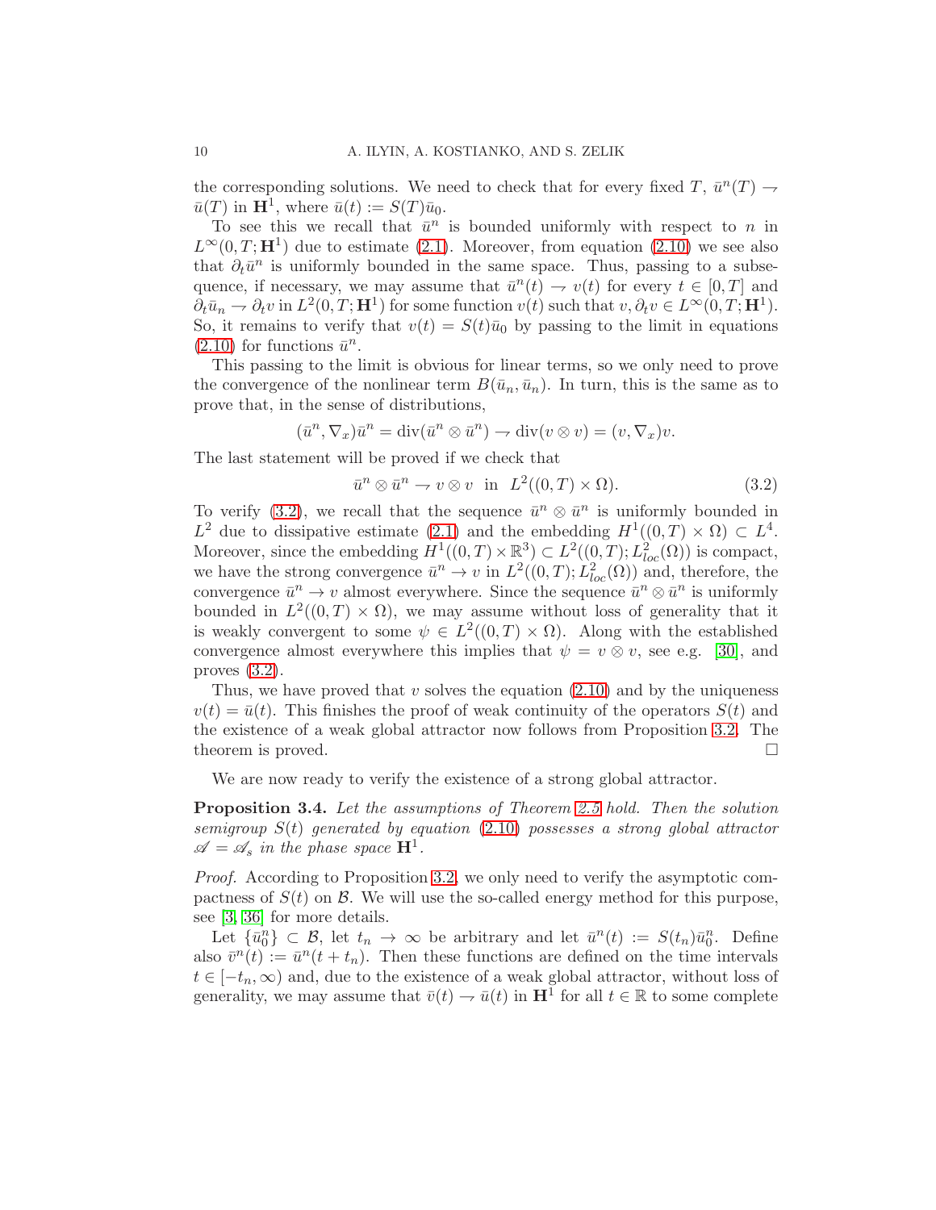the corresponding solutions. We need to check that for every fixed $T$, $\bar u^n(T) \rightharpoonup \bar u(T)$ in $\mathbf{H}^1$, where $\bar u(t) := S(T)\bar u_0$.

To see this we recall that $\bar u^n$ is bounded uniformly with respect to $n$ in $L^\infty(0,T;\mathbf{H}^1)$ due to estimate (2.1). Moreover, from equation (2.10) we see also that $\partial_t \bar u^n$ is uniformly bounded in the same space. Thus, passing to a subsequence, if necessary, we may assume that $\bar u^n(t) \rightharpoonup v(t)$ for every $t \in [0,T]$ and $\partial_t \bar u_n \rightharpoonup \partial_t v$ in $L^2(0,T;\mathbf{H}^1)$ for some function $v(t)$ such that $v, \partial_t v \in L^\infty(0,T;\mathbf{H}^1)$. So, it remains to verify that $v(t) = S(t)\bar u_0$ by passing to the limit in equations (2.10) for functions $\bar u^n$.

This passing to the limit is obvious for linear terms, so we only need to prove the convergence of the nonlinear term $B(\bar u_n, \bar u_n)$. In turn, this is the same as to prove that, in the sense of distributions,

$$(\bar u^n, \nabla_x)\bar u^n = \operatorname{div}(\bar u^n \otimes \bar u^n) \rightharpoonup \operatorname{div}(v \otimes v) = (v, \nabla_x)v.$$

The last statement will be proved if we check that

$$\bar u^n \otimes \bar u^n \rightharpoonup v \otimes v \quad \text{in} \quad L^2((0,T)\times\Omega). \tag{3.2}$$

To verify (3.2), we recall that the sequence $\bar u^n \otimes \bar u^n$ is uniformly bounded in $L^2$ due to dissipative estimate (2.1) and the embedding $H^1((0,T)\times\Omega) \subset L^4$. Moreover, since the embedding $H^1((0,T)\times\mathbb{R}^3) \subset L^2((0,T);L^2_{loc}(\Omega))$ is compact, we have the strong convergence $\bar u^n \to v$ in $L^2((0,T);L^2_{loc}(\Omega))$ and, therefore, the convergence $\bar u^n \to v$ almost everywhere. Since the sequence $\bar u^n \otimes \bar u^n$ is uniformly bounded in $L^2((0,T)\times\Omega)$, we may assume without loss of generality that it is weakly convergent to some $\psi \in L^2((0,T)\times\Omega)$. Along with the established convergence almost everywhere this implies that $\psi = v \otimes v$, see e.g. [30], and proves (3.2).

Thus, we have proved that $v$ solves the equation (2.10) and by the uniqueness $v(t) = \bar u(t)$. This finishes the proof of weak continuity of the operators $S(t)$ and the existence of a weak global attractor now follows from Proposition 3.2. The theorem is proved. $\square$

We are now ready to verify the existence of a strong global attractor.

**Proposition 3.4.** *Let the assumptions of Theorem 2.5 hold. Then the solution semigroup $S(t)$ generated by equation (2.10) possesses a strong global attractor $\mathscr{A} = \mathscr{A}_s$ in the phase space $\mathbf{H}^1$.*

*Proof.* According to Proposition 3.2, we only need to verify the asymptotic compactness of $S(t)$ on $\mathcal{B}$. We will use the so-called energy method for this purpose, see [3, 36] for more details.

Let $\{\bar u_0^n\} \subset \mathcal{B}$, let $t_n \to \infty$ be arbitrary and let $\bar u^n(t) := S(t_n)\bar u_0^n$. Define also $\bar v^n(t) := \bar u^n(t + t_n)$. Then these functions are defined on the time intervals $t \in [-t_n, \infty)$ and, due to the existence of a weak global attractor, without loss of generality, we may assume that $\bar v(t) \rightharpoonup \bar u(t)$ in $\mathbf{H}^1$ for all $t \in \mathbb{R}$ to some complete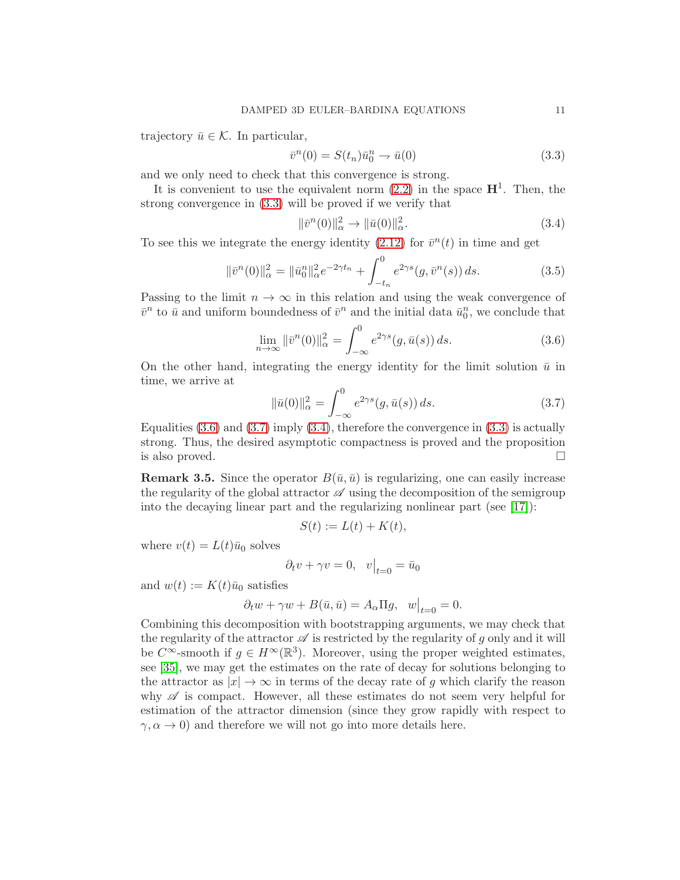trajectory $\bar u \in \mathcal{K}$. In particular,

$$\bar v^n(0) = S(t_n)\bar u_0^n \rightharpoonup \bar u(0) \tag{3.3}$$

and we only need to check that this convergence is strong.

It is convenient to use the equivalent norm (2.2) in the space $\mathbf{H}^1$. Then, the strong convergence in (3.3) will be proved if we verify that

$$\|\bar v^n(0)\|_\alpha^2 \to \|\bar u(0)\|_\alpha^2. \tag{3.4}$$

To see this we integrate the energy identity (2.12) for $\bar v^n(t)$ in time and get

$$\|\bar v^n(0)\|_\alpha^2 = \|\bar u_0^n\|_\alpha^2 e^{-2\gamma t_n} + \int_{-t_n}^0 e^{2\gamma s}(g, \bar v^n(s))\,ds. \tag{3.5}$$

Passing to the limit $n\to\infty$ in this relation and using the weak convergence of $\bar v^n$ to $\bar u$ and uniform boundedness of $\bar v^n$ and the initial data $\bar u_0^n$, we conclude that

$$\lim_{n\to\infty}\|\bar v^n(0)\|_\alpha^2 = \int_{-\infty}^0 e^{2\gamma s}(g, \bar u(s))\,ds. \tag{3.6}$$

On the other hand, integrating the energy identity for the limit solution $\bar u$ in time, we arrive at

$$\|\bar u(0)\|_\alpha^2 = \int_{-\infty}^0 e^{2\gamma s}(g, \bar u(s))\,ds. \tag{3.7}$$

Equalities (3.6) and (3.7) imply (3.4), therefore the convergence in (3.3) is actually strong. Thus, the desired asymptotic compactness is proved and the proposition is also proved. $\square$

**Remark 3.5.** Since the operator $B(\bar u, \bar u)$ is regularizing, one can easily increase the regularity of the global attractor $\mathscr{A}$ using the decomposition of the semigroup into the decaying linear part and the regularizing nonlinear part (see [17]):

$$S(t) := L(t) + K(t),$$

where $v(t) = L(t)\bar u_0$ solves

$$\partial_t v + \gamma v = 0, \quad v\big|_{t=0} = \bar u_0$$

and $w(t) := K(t)\bar u_0$ satisfies

$$\partial_t w + \gamma w + B(\bar u, \bar u) = A_\alpha \Pi g, \quad w\big|_{t=0} = 0.$$

Combining this decomposition with bootstrapping arguments, we may check that the regularity of the attractor $\mathscr{A}$ is restricted by the regularity of $g$ only and it will be $C^\infty$-smooth if $g \in H^\infty(\mathbb{R}^3)$. Moreover, using the proper weighted estimates, see [35], we may get the estimates on the rate of decay for solutions belonging to the attractor as $|x|\to\infty$ in terms of the decay rate of $g$ which clarify the reason why $\mathscr{A}$ is compact. However, all these estimates do not seem very helpful for estimation of the attractor dimension (since they grow rapidly with respect to $\gamma, \alpha \to 0$) and therefore we will not go into more details here.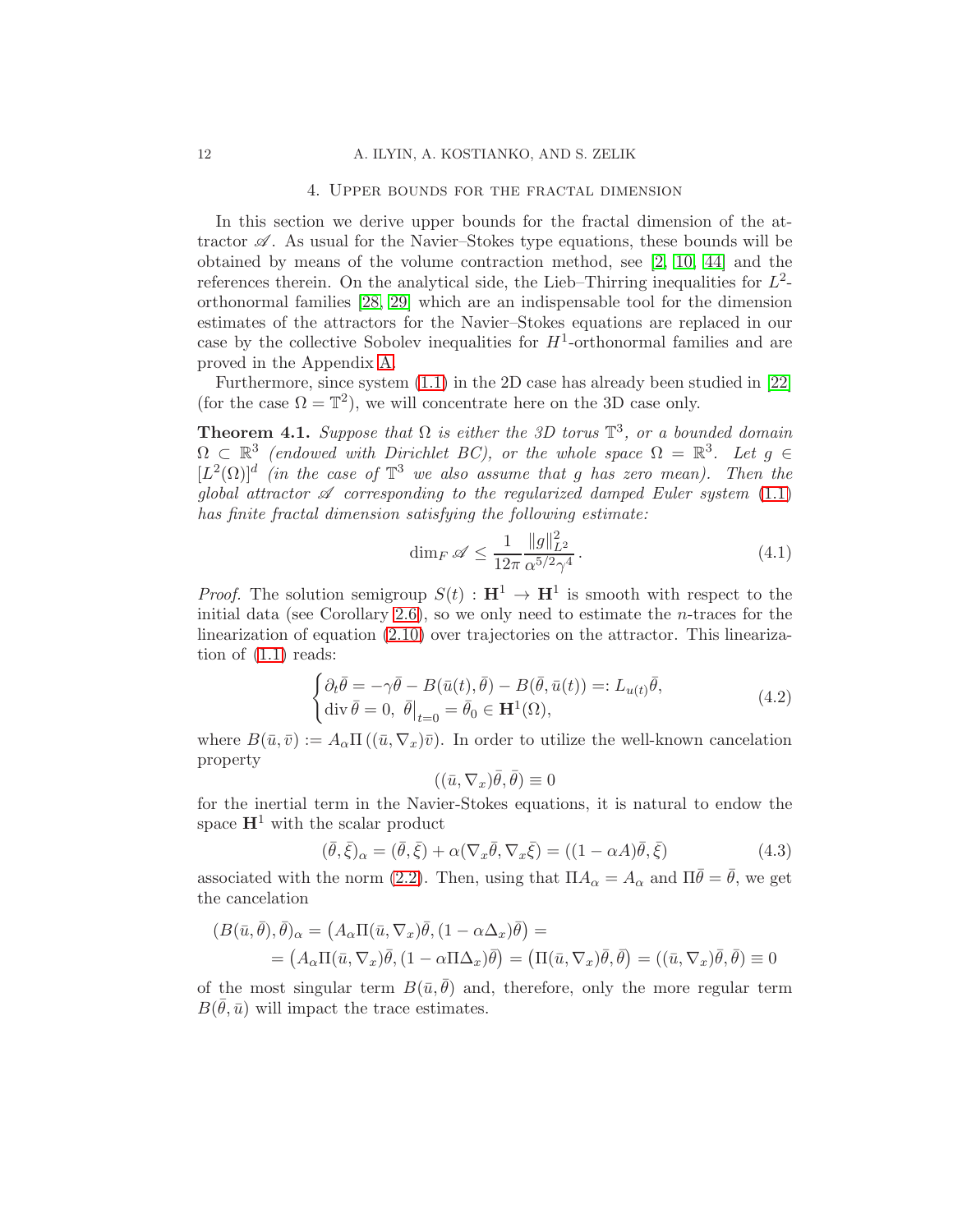## 4. Upper bounds for the fractal dimension

In this section we derive upper bounds for the fractal dimension of the attractor $\mathscr{A}$. As usual for the Navier–Stokes type equations, these bounds will be obtained by means of the volume contraction method, see [2, 10, 44] and the references therein. On the analytical side, the Lieb–Thirring inequalities for $L^2$-orthonormal families [28, 29] which are an indispensable tool for the dimension estimates of the attractors for the Navier–Stokes equations are replaced in our case by the collective Sobolev inequalities for $H^1$-orthonormal families and are proved in the Appendix A.

Furthermore, since system (1.1) in the 2D case has already been studied in [22] (for the case $\Omega = \mathbb{T}^2$), we will concentrate here on the 3D case only.

**Theorem 4.1.** *Suppose that $\Omega$ is either the 3D torus $\mathbb{T}^3$, or a bounded domain $\Omega \subset \mathbb{R}^3$ (endowed with Dirichlet BC), or the whole space $\Omega = \mathbb{R}^3$. Let $g \in [L^2(\Omega)]^d$ (in the case of $\mathbb{T}^3$ we also assume that $g$ has zero mean). Then the global attractor $\mathscr{A}$ corresponding to the regularized damped Euler system (1.1) has finite fractal dimension satisfying the following estimate:*

$$\dim_F \mathscr{A} \le \frac{1}{12\pi} \frac{\|g\|^2_{L^2}}{\alpha^{5/2}\gamma^4}. \tag{4.1}$$

*Proof.* The solution semigroup $S(t) : \mathbf{H}^1 \to \mathbf{H}^1$ is smooth with respect to the initial data (see Corollary 2.6), so we only need to estimate the $n$-traces for the linearization of equation (2.10) over trajectories on the attractor. This linearization of (1.1) reads:

$$\begin{cases} \partial_t \bar\theta = -\gamma\bar\theta - B(\bar u(t), \bar\theta) - B(\bar\theta, \bar u(t)) =: L_{u(t)}\bar\theta, \\ \operatorname{div} \bar\theta = 0, \ \bar\theta\big|_{t=0} = \bar\theta_0 \in \mathbf{H}^1(\Omega), \end{cases} \tag{4.2}$$

where $B(\bar u, \bar v) := A_\alpha \Pi\left((\bar u, \nabla_x)\bar v\right)$. In order to utilize the well-known cancelation property

$$((\bar u, \nabla_x)\bar\theta, \bar\theta) \equiv 0$$

for the inertial term in the Navier-Stokes equations, it is natural to endow the space $\mathbf{H}^1$ with the scalar product

$$(\bar\theta, \bar\xi)_\alpha = (\bar\theta, \bar\xi) + \alpha(\nabla_x\bar\theta, \nabla_x\bar\xi) = ((1 - \alpha A)\bar\theta, \bar\xi) \tag{4.3}$$

associated with the norm (2.2). Then, using that $\Pi A_\alpha = A_\alpha$ and $\Pi\bar\theta = \bar\theta$, we get the cancelation

$$\begin{aligned} (B(\bar u, \bar\theta), \bar\theta)_\alpha &= \left(A_\alpha \Pi(\bar u, \nabla_x)\bar\theta, (1 - \alpha\Delta_x)\bar\theta\right) = \\ &= \left(A_\alpha \Pi(\bar u, \nabla_x)\bar\theta, (1 - \alpha\Pi\Delta_x)\bar\theta\right) = \left(\Pi(\bar u, \nabla_x)\bar\theta, \bar\theta\right) = ((\bar u, \nabla_x)\bar\theta, \bar\theta) \equiv 0 \end{aligned}$$

of the most singular term $B(\bar u, \bar\theta)$ and, therefore, only the more regular term $B(\bar\theta, \bar u)$ will impact the trace estimates.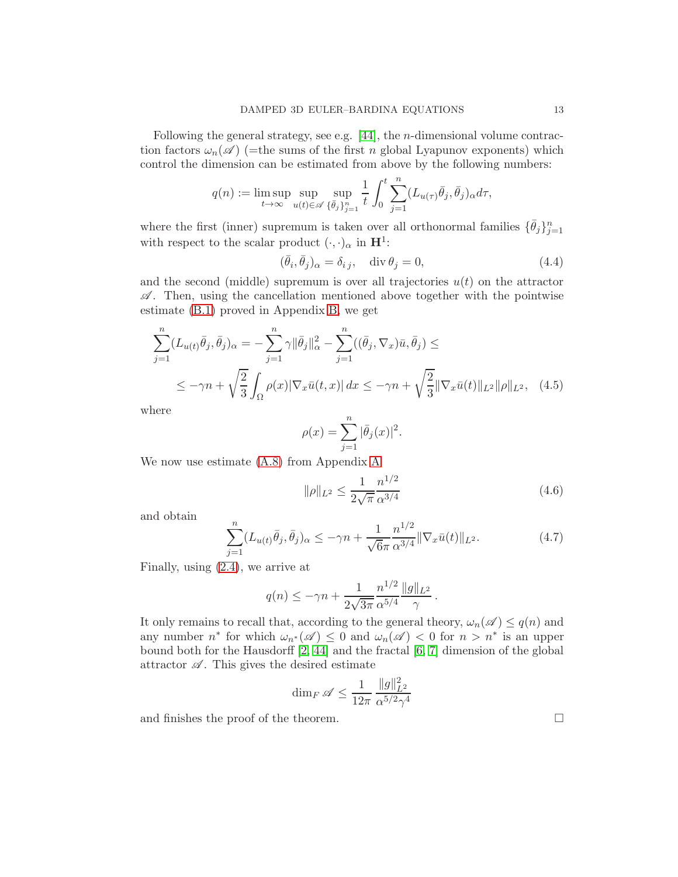Following the general strategy, see e.g. [44], the $n$-dimensional volume contraction factors $\omega_n(\mathscr{A})$ (=the sums of the first $n$ global Lyapunov exponents) which control the dimension can be estimated from above by the following numbers:

$$
q(n) := \limsup_{t\to\infty} \sup_{u(t)\in\mathscr{A}} \sup_{\{\bar\theta_j\}_{j=1}^n} \frac{1}{t}\int_0^t \sum_{j=1}^n (L_{u(\tau)}\bar\theta_j, \bar\theta_j)_\alpha d\tau,
$$

where the first (inner) supremum is taken over all orthonormal families $\{\bar\theta_j\}_{j=1}^n$ with respect to the scalar product $(\cdot,\cdot)_\alpha$ in $\mathbf{H}^1$:

$$
(\bar\theta_i, \bar\theta_j)_\alpha = \delta_{i\,j}, \quad \operatorname{div}\theta_j = 0, \tag{4.4}
$$

and the second (middle) supremum is over all trajectories $u(t)$ on the attractor $\mathscr{A}$. Then, using the cancellation mentioned above together with the pointwise estimate (B.1) proved in Appendix B, we get

$$
\sum_{j=1}^n (L_{u(t)}\bar\theta_j, \bar\theta_j)_\alpha = -\sum_{j=1}^n \gamma\|\bar\theta_j\|_\alpha^2 - \sum_{j=1}^n ((\bar\theta_j, \nabla_x)\bar u, \bar\theta_j) \le
$$

$$
\le -\gamma n + \sqrt{\frac{2}{3}}\int_\Omega \rho(x)|\nabla_x \bar u(t,x)|\,dx \le -\gamma n + \sqrt{\frac{2}{3}}\|\nabla_x \bar u(t)\|_{L^2}\|\rho\|_{L^2}, \tag{4.5}
$$

where

$$
\rho(x) = \sum_{j=1}^n |\bar\theta_j(x)|^2.
$$

We now use estimate (A.8) from Appendix A

$$
\|\rho\|_{L^2} \le \frac{1}{2\sqrt{\pi}}\frac{n^{1/2}}{\alpha^{3/4}} \tag{4.6}
$$

and obtain

$$
\sum_{j=1}^n (L_{u(t)}\bar\theta_j, \bar\theta_j)_\alpha \le -\gamma n + \frac{1}{\sqrt{6}\pi}\frac{n^{1/2}}{\alpha^{3/4}}\|\nabla_x \bar u(t)\|_{L^2}. \tag{4.7}
$$

Finally, using (2.4), we arrive at

$$
q(n) \le -\gamma n + \frac{1}{2\sqrt{3\pi}}\frac{n^{1/2}}{\alpha^{5/4}}\frac{\|g\|_{L^2}}{\gamma}.
$$

It only remains to recall that, according to the general theory, $\omega_n(\mathscr{A}) \le q(n)$ and any number $n^*$ for which $\omega_{n^*}(\mathscr{A}) \le 0$ and $\omega_n(\mathscr{A}) < 0$ for $n > n^*$ is an upper bound both for the Hausdorff [2, 44] and the fractal [6, 7] dimension of the global attractor $\mathscr{A}$. This gives the desired estimate

$$
\dim_F \mathscr{A} \le \frac{1}{12\pi}\frac{\|g\|_{L^2}^2}{\alpha^{5/2}\gamma^4}
$$

and finishes the proof of the theorem. □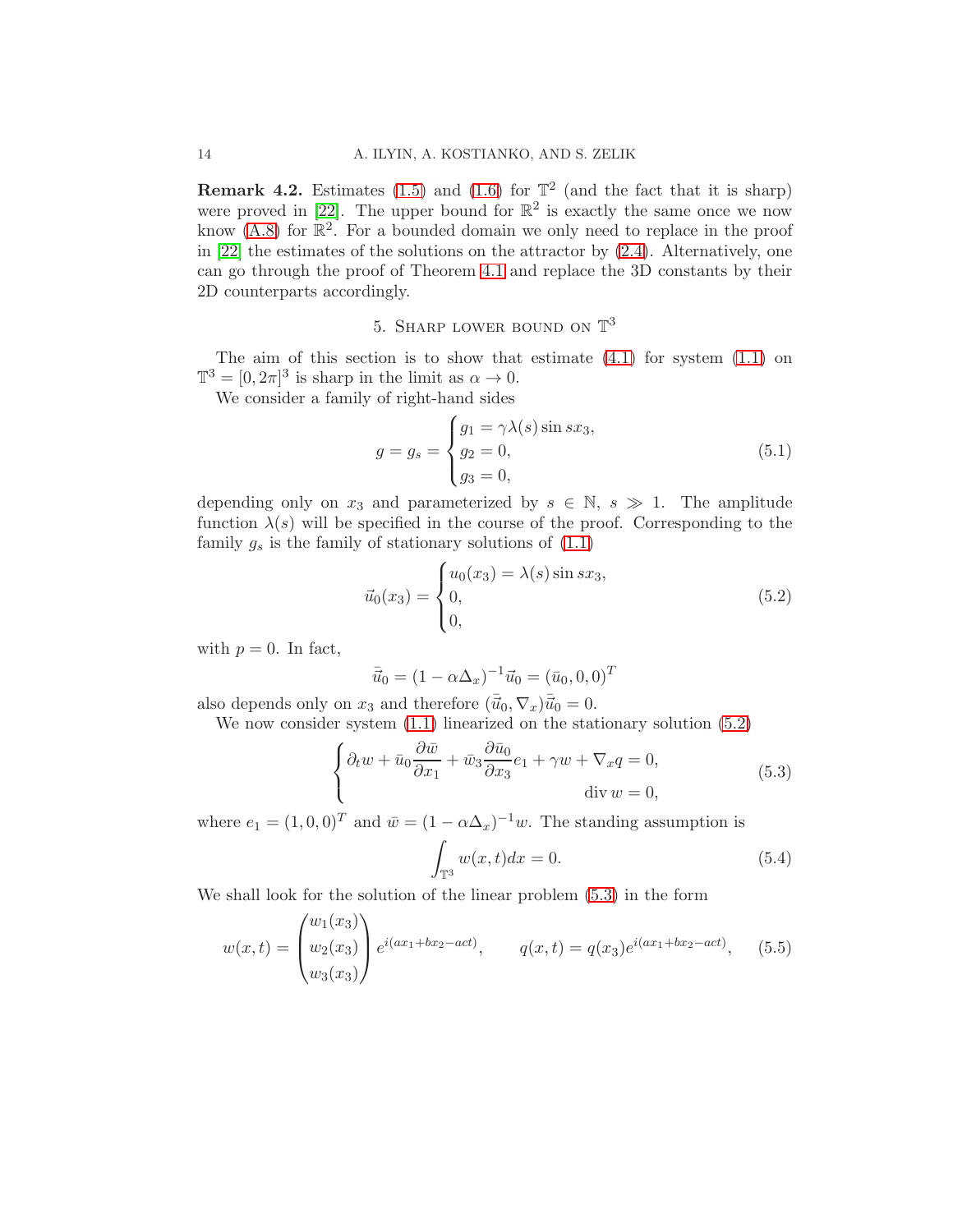**Remark 4.2.** Estimates (1.5) and (1.6) for $\mathbb{T}^2$ (and the fact that it is sharp) were proved in [22]. The upper bound for $\mathbb{R}^2$ is exactly the same once we now know (A.8) for $\mathbb{R}^2$. For a bounded domain we only need to replace in the proof in [22] the estimates of the solutions on the attractor by (2.4). Alternatively, one can go through the proof of Theorem 4.1 and replace the 3D constants by their 2D counterparts accordingly.

## 5. Sharp lower bound on $\mathbb{T}^3$

The aim of this section is to show that estimate (4.1) for system (1.1) on $\mathbb{T}^3 = [0, 2\pi]^3$ is sharp in the limit as $\alpha \to 0$.

We consider a family of right-hand sides

$$
g = g_s = \begin{cases} g_1 = \gamma\lambda(s)\sin sx_3, \\ g_2 = 0, \\ g_3 = 0, \end{cases} \tag{5.1}
$$

depending only on $x_3$ and parameterized by $s \in \mathbb{N}$, $s \gg 1$. The amplitude function $\lambda(s)$ will be specified in the course of the proof. Corresponding to the family $g_s$ is the family of stationary solutions of (1.1)

$$
\vec{u}_0(x_3) = \begin{cases} u_0(x_3) = \lambda(s)\sin sx_3, \\ 0, \\ 0, \end{cases} \tag{5.2}
$$

with $p = 0$. In fact,

$$
\bar{\vec{u}}_0 = (1 - \alpha\Delta_x)^{-1}\vec{u}_0 = (\bar{u}_0, 0, 0)^T
$$

also depends only on $x_3$ and therefore $(\bar{\vec{u}}_0, \nabla_x)\bar{\vec{u}}_0 = 0$.

We now consider system (1.1) linearized on the stationary solution (5.2)

$$
\begin{cases} \partial_t w + \bar{u}_0 \dfrac{\partial \bar{w}}{\partial x_1} + \bar{w}_3 \dfrac{\partial \bar{u}_0}{\partial x_3} e_1 + \gamma w + \nabla_x q = 0, \\ \operatorname{div} w = 0, \end{cases} \tag{5.3}
$$

where $e_1 = (1, 0, 0)^T$ and $\bar{w} = (1 - \alpha\Delta_x)^{-1}w$. The standing assumption is

$$
\int_{\mathbb{T}^3} w(x, t)dx = 0. \tag{5.4}
$$

We shall look for the solution of the linear problem (5.3) in the form

$$
w(x, t) = \begin{pmatrix} w_1(x_3) \\ w_2(x_3) \\ w_3(x_3) \end{pmatrix} e^{i(ax_1 + bx_2 - act)}, \qquad q(x, t) = q(x_3)e^{i(ax_1 + bx_2 - act)}, \tag{5.5}
$$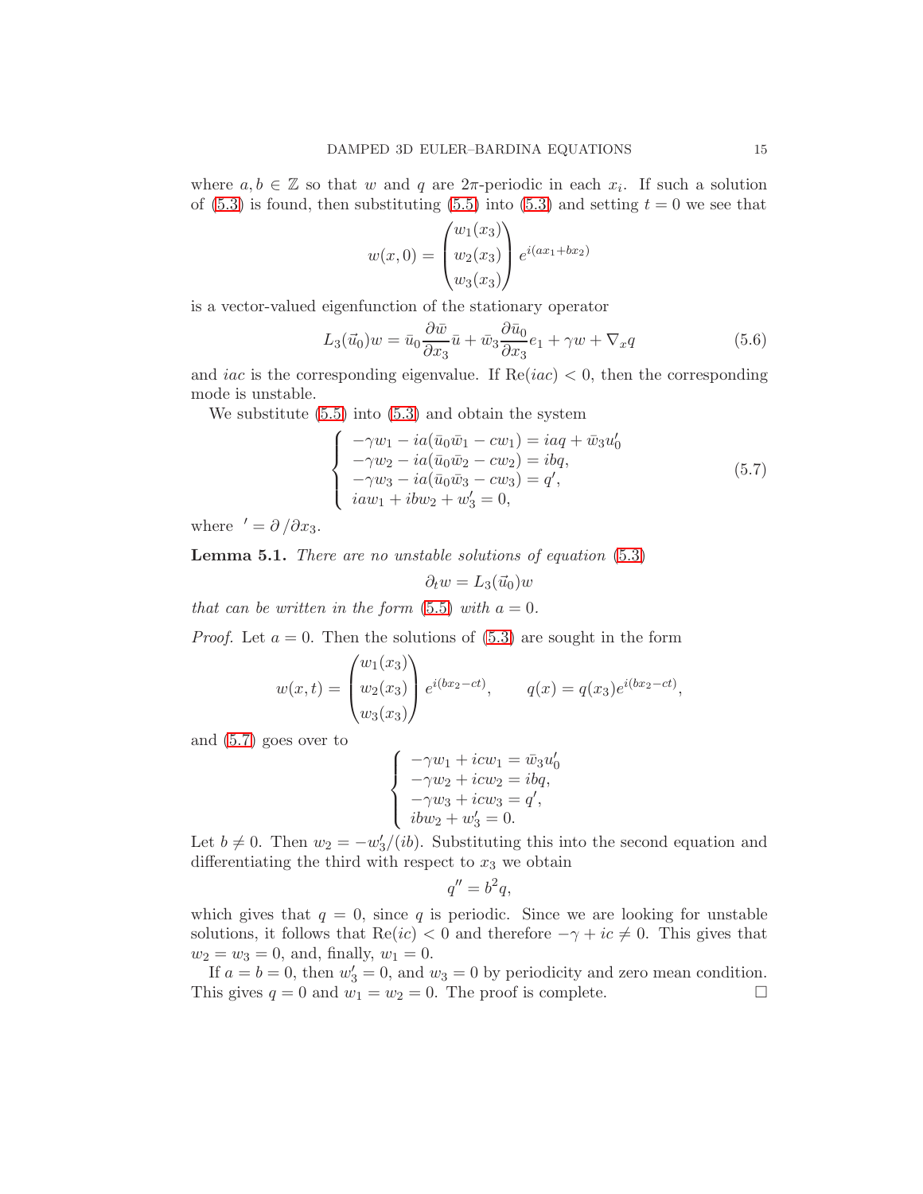where $a, b \in \mathbb{Z}$ so that $w$ and $q$ are $2\pi$-periodic in each $x_i$. If such a solution of (5.3) is found, then substituting (5.5) into (5.3) and setting $t = 0$ we see that

$$w(x, 0) = \begin{pmatrix} w_1(x_3) \\ w_2(x_3) \\ w_3(x_3) \end{pmatrix} e^{i(ax_1 + bx_2)}$$

is a vector-valued eigenfunction of the stationary operator

$$L_3(\vec{u}_0)w = \bar{u}_0 \frac{\partial \bar{w}}{\partial x_3} \bar{u} + \bar{w}_3 \frac{\partial \bar{u}_0}{\partial x_3} e_1 + \gamma w + \nabla_x q \tag{5.6}$$

and $iac$ is the corresponding eigenvalue. If $\mathrm{Re}(iac) < 0$, then the corresponding mode is unstable.

We substitute (5.5) into (5.3) and obtain the system

$$\begin{cases} -\gamma w_1 - ia(\bar{u}_0 \bar{w}_1 - cw_1) = iaq + \bar{w}_3 u_0' \\ -\gamma w_2 - ia(\bar{u}_0 \bar{w}_2 - cw_2) = ibq, \\ -\gamma w_3 - ia(\bar{u}_0 \bar{w}_3 - cw_3) = q', \\ iaw_1 + ibw_2 + w_3' = 0, \end{cases} \tag{5.7}$$

where $' = \partial / \partial x_3$.

**Lemma 5.1.** *There are no unstable solutions of equation* (5.3)

$$\partial_t w = L_3(\vec{u}_0)w$$

*that can be written in the form* (5.5) *with* $a = 0$.

*Proof.* Let $a = 0$. Then the solutions of (5.3) are sought in the form

$$w(x, t) = \begin{pmatrix} w_1(x_3) \\ w_2(x_3) \\ w_3(x_3) \end{pmatrix} e^{i(bx_2 - ct)}, \qquad q(x) = q(x_3) e^{i(bx_2 - ct)},$$

and (5.7) goes over to

$$\begin{cases} -\gamma w_1 + icw_1 = \bar{w}_3 u_0' \\ -\gamma w_2 + icw_2 = ibq, \\ -\gamma w_3 + icw_3 = q', \\ ibw_2 + w_3' = 0. \end{cases}$$

Let $b \neq 0$. Then $w_2 = -w_3'/(ib)$. Substituting this into the second equation and differentiating the third with respect to $x_3$ we obtain

$$q'' = b^2 q,$$

which gives that $q = 0$, since $q$ is periodic. Since we are looking for unstable solutions, it follows that $\mathrm{Re}(ic) < 0$ and therefore $-\gamma + ic \neq 0$. This gives that $w_2 = w_3 = 0$, and, finally, $w_1 = 0$.

If $a = b = 0$, then $w_3' = 0$, and $w_3 = 0$ by periodicity and zero mean condition. This gives $q = 0$ and $w_1 = w_2 = 0$. The proof is complete. $\square$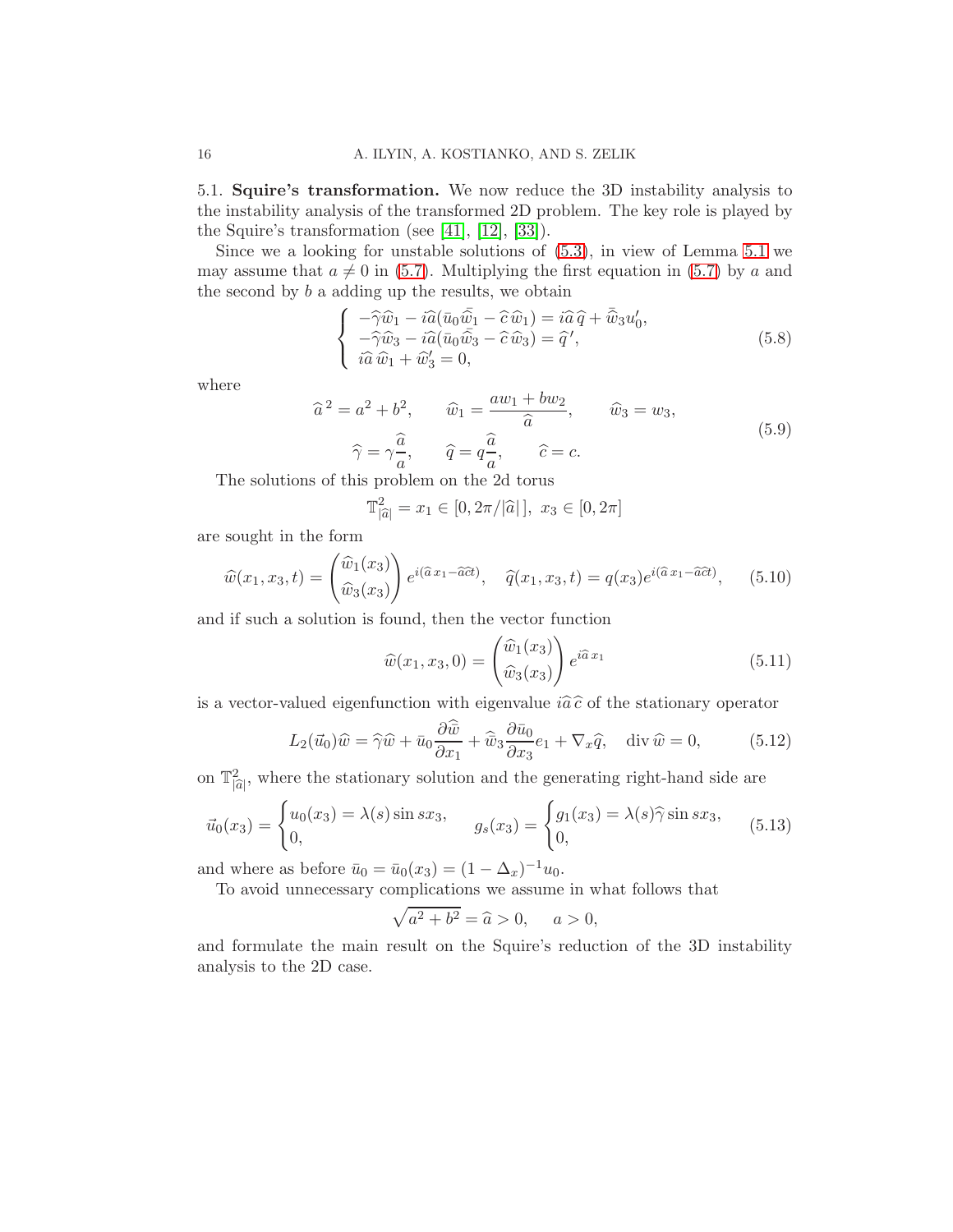5.1. **Squire's transformation.** We now reduce the 3D instability analysis to the instability analysis of the transformed 2D problem. The key role is played by the Squire's transformation (see [41], [12], [33]).

Since we a looking for unstable solutions of (5.3), in view of Lemma 5.1 we may assume that $a \neq 0$ in (5.7). Multiplying the first equation in (5.7) by $a$ and the second by $b$ a adding up the results, we obtain

$$
\begin{cases}
-\widehat{\gamma}\widehat{w}_1 - i\widehat{a}(\bar{u}_0\bar{\widehat{w}}_1 - \widehat{c}\,\widehat{w}_1) = i\widehat{a}\,\widehat{q} + \bar{\widehat{w}}_3 u_0', \\
-\widehat{\gamma}\widehat{w}_3 - i\widehat{a}(\bar{u}_0\bar{\widehat{w}}_3 - \widehat{c}\,\widehat{w}_3) = \widehat{q}\,', \\
i\widehat{a}\,\widehat{w}_1 + \widehat{w}_3' = 0,
\end{cases}
\tag{5.8}
$$

where

$$
\begin{gathered}
\widehat{a}^{\,2} = a^2 + b^2, \qquad \widehat{w}_1 = \frac{aw_1 + bw_2}{\widehat{a}}, \qquad \widehat{w}_3 = w_3, \\
\widehat{\gamma} = \gamma\frac{\widehat{a}}{a}, \qquad \widehat{q} = q\frac{\widehat{a}}{a}, \qquad \widehat{c} = c.
\end{gathered}
\tag{5.9}
$$

The solutions of this problem on the 2d torus

$$
\mathbb{T}^2_{|\widehat{a}|} = x_1 \in [0, 2\pi/|\widehat{a}|\,], \; x_3 \in [0, 2\pi]
$$

are sought in the form

$$
\widehat{w}(x_1, x_3, t) = \begin{pmatrix} \widehat{w}_1(x_3) \\ \widehat{w}_3(x_3) \end{pmatrix} e^{i(\widehat{a}\,x_1 - \widehat{a}\widehat{c}t)}, \quad \widehat{q}(x_1, x_3, t) = q(x_3)e^{i(\widehat{a}\,x_1 - \widehat{a}\widehat{c}t)}, \tag{5.10}
$$

and if such a solution is found, then the vector function

$$
\widehat{w}(x_1, x_3, 0) = \begin{pmatrix} \widehat{w}_1(x_3) \\ \widehat{w}_3(x_3) \end{pmatrix} e^{i\widehat{a}\,x_1} \tag{5.11}
$$

is a vector-valued eigenfunction with eigenvalue $i\widehat{a}\,\widehat{c}$ of the stationary operator

$$
L_2(\vec{u}_0)\widehat{w} = \widehat{\gamma}\widehat{w} + \bar{u}_0\frac{\partial \bar{\widehat{w}}}{\partial x_1} + \bar{\widehat{w}}_3\frac{\partial \bar{u}_0}{\partial x_3}e_1 + \nabla_x\widehat{q}, \quad \operatorname{div}\widehat{w} = 0, \tag{5.12}
$$

on $\mathbb{T}^2_{|\widehat{a}|}$, where the stationary solution and the generating right-hand side are

$$
\vec{u}_0(x_3) = \begin{cases} u_0(x_3) = \lambda(s)\sin sx_3, \\ 0, \end{cases} \qquad g_s(x_3) = \begin{cases} g_1(x_3) = \lambda(s)\widehat{\gamma}\sin sx_3, \\ 0, \end{cases} \tag{5.13}
$$

and where as before $\bar{u}_0 = \bar{u}_0(x_3) = (1 - \Delta_x)^{-1}u_0$.

To avoid unnecessary complications we assume in what follows that

$$
\sqrt{a^2 + b^2} = \widehat{a} > 0, \quad a > 0,
$$

and formulate the main result on the Squire's reduction of the 3D instability analysis to the 2D case.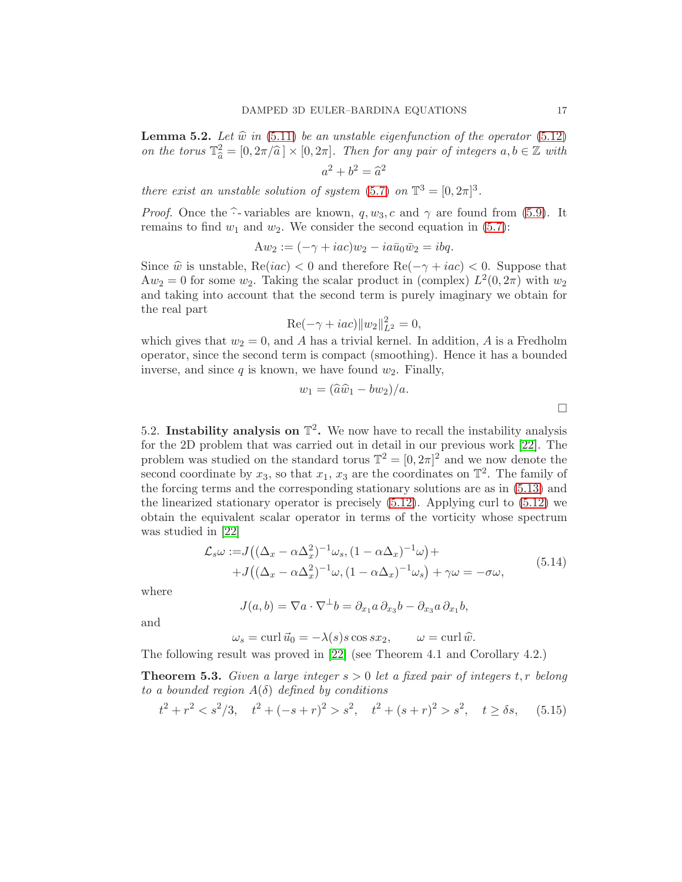**Lemma 5.2.** *Let $\widehat{w}$ in (5.11) be an unstable eigenfunction of the operator (5.12) on the torus $\mathbb{T}^2_{\widehat{a}} = [0, 2\pi/\widehat{a}\,] \times [0, 2\pi]$. Then for any pair of integers $a, b \in \mathbb{Z}$ with*

$$
a^2 + b^2 = \widehat{a}^2
$$

*there exist an unstable solution of system (5.7) on $\mathbb{T}^3 = [0, 2\pi]^3$.*

*Proof.* Once the $\widehat{\cdot}$-variables are known, $q, w_3, c$ and $\gamma$ are found from (5.9). It remains to find $w_1$ and $w_2$. We consider the second equation in (5.7):

$$
\mathrm{A}w_2 := (-\gamma + iac)w_2 - ia\bar{u}_0\bar{w}_2 = ibq.
$$

Since $\widehat{w}$ is unstable, $\mathrm{Re}(iac) < 0$ and therefore $\mathrm{Re}(-\gamma + iac) < 0$. Suppose that $\mathrm{A}w_2 = 0$ for some $w_2$. Taking the scalar product in (complex) $L^2(0, 2\pi)$ with $w_2$ and taking into account that the second term is purely imaginary we obtain for the real part

$$
\mathrm{Re}(-\gamma + iac)\|w_2\|^2_{L^2} = 0,
$$

which gives that $w_2 = 0$, and $A$ has a trivial kernel. In addition, $A$ is a Fredholm operator, since the second term is compact (smoothing). Hence it has a bounded inverse, and since $q$ is known, we have found $w_2$. Finally,

$$
w_1 = (\widehat{a}\widehat{w}_1 - bw_2)/a.
$$

$\square$

5.2. **Instability analysis on $\mathbb{T}^2$.** We now have to recall the instability analysis for the 2D problem that was carried out in detail in our previous work [22]. The problem was studied on the standard torus $\mathbb{T}^2 = [0, 2\pi]^2$ and we now denote the second coordinate by $x_3$, so that $x_1$, $x_3$ are the coordinates on $\mathbb{T}^2$. The family of the forcing terms and the corresponding stationary solutions are as in (5.13) and the linearized stationary operator is precisely (5.12). Applying curl to (5.12) we obtain the equivalent scalar operator in terms of the vorticity whose spectrum was studied in [22]

$$
\begin{aligned}
\mathcal{L}_s\omega :=& J\big((\Delta_x - \alpha\Delta_x^2)^{-1}\omega_s, (1 - \alpha\Delta_x)^{-1}\omega\big) + \\
&+ J\big((\Delta_x - \alpha\Delta_x^2)^{-1}\omega, (1 - \alpha\Delta_x)^{-1}\omega_s\big) + \gamma\omega = -\sigma\omega,
\end{aligned}
\tag{5.14}
$$

where

$$
J(a, b) = \nabla a \cdot \nabla^{\perp} b = \partial_{x_1} a\, \partial_{x_3} b - \partial_{x_3} a\, \partial_{x_1} b,
$$

and

$$
\omega_s = \mathrm{curl}\, \vec{u}_0 = -\lambda(s) s \cos s x_2, \qquad \omega = \mathrm{curl}\, \widehat{w}.
$$

The following result was proved in [22] (see Theorem 4.1 and Corollary 4.2.)

**Theorem 5.3.** *Given a large integer $s > 0$ let a fixed pair of integers $t, r$ belong to a bounded region $A(\delta)$ defined by conditions*

$$
t^2 + r^2 < s^2/3, \quad t^2 + (-s + r)^2 > s^2, \quad t^2 + (s + r)^2 > s^2, \quad t \geq \delta s,
\tag{5.15}
$$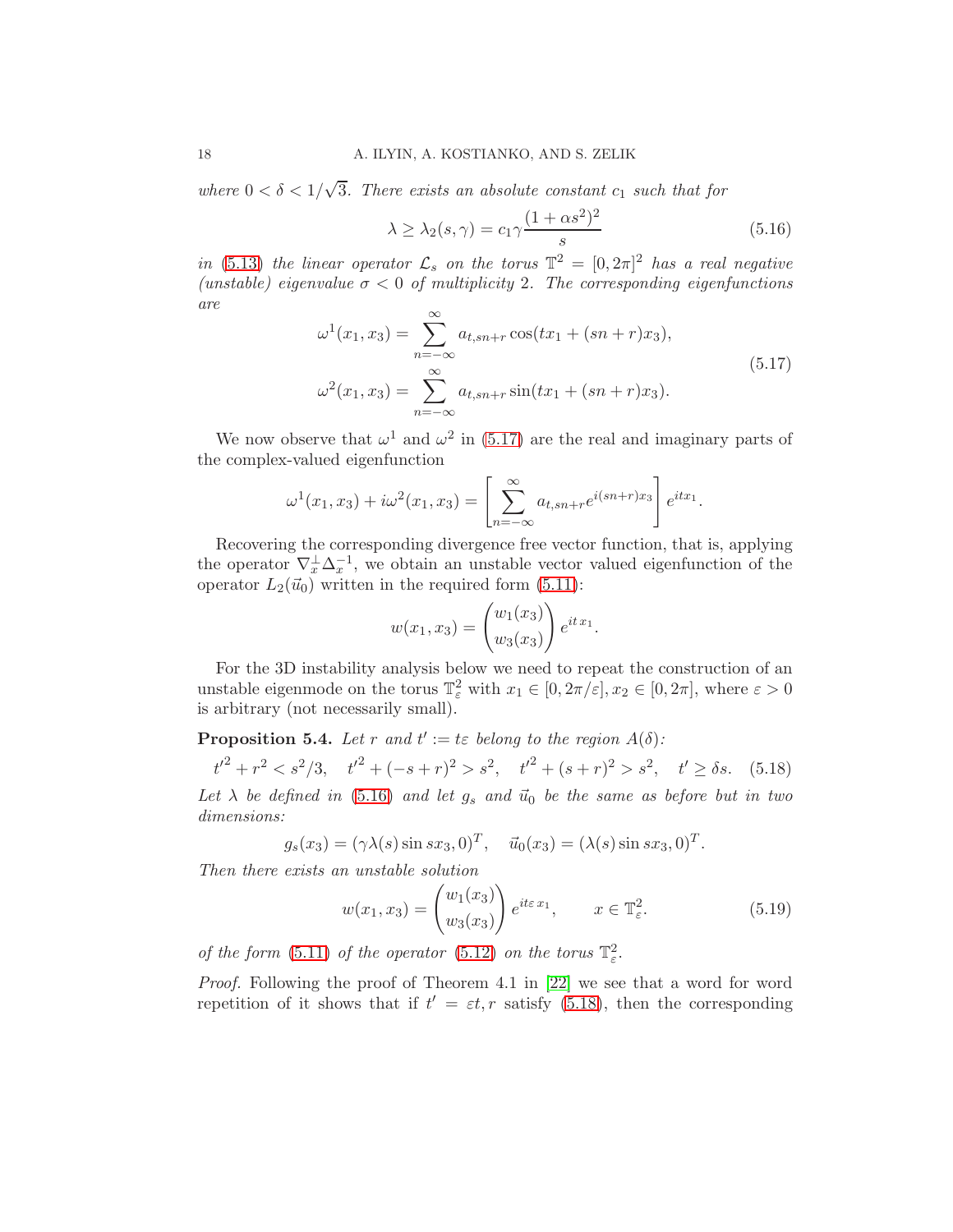*where $0 < \delta < 1/\sqrt{3}$. There exists an absolute constant $c_1$ such that for*

$$\lambda \ge \lambda_2(s,\gamma) = c_1\gamma\frac{(1+\alpha s^2)^2}{s} \tag{5.16}$$

*in (5.13) the linear operator $\mathcal{L}_s$ on the torus $\mathbb{T}^2 = [0,2\pi]^2$ has a real negative (unstable) eigenvalue $\sigma < 0$ of multiplicity 2. The corresponding eigenfunctions are*

$$\begin{aligned}
\omega^1(x_1,x_3) &= \sum_{n=-\infty}^{\infty} a_{t,sn+r}\cos(tx_1 + (sn+r)x_3),\\
\omega^2(x_1,x_3) &= \sum_{n=-\infty}^{\infty} a_{t,sn+r}\sin(tx_1 + (sn+r)x_3).
\end{aligned} \tag{5.17}$$

We now observe that $\omega^1$ and $\omega^2$ in (5.17) are the real and imaginary parts of the complex-valued eigenfunction

$$\omega^1(x_1,x_3) + i\omega^2(x_1,x_3) = \left[\sum_{n=-\infty}^{\infty} a_{t,sn+r}e^{i(sn+r)x_3}\right]e^{itx_1}.$$

Recovering the corresponding divergence free vector function, that is, applying the operator $\nabla_x^\perp\Delta_x^{-1}$, we obtain an unstable vector valued eigenfunction of the operator $L_2(\vec u_0)$ written in the required form (5.11):

$$w(x_1,x_3) = \begin{pmatrix} w_1(x_3)\\ w_3(x_3)\end{pmatrix} e^{it\,x_1}.$$

For the 3D instability analysis below we need to repeat the construction of an unstable eigenmode on the torus $\mathbb{T}^2_\varepsilon$ with $x_1 \in [0,2\pi/\varepsilon], x_2 \in [0,2\pi]$, where $\varepsilon > 0$ is arbitrary (not necessarily small).

**Proposition 5.4.** *Let $r$ and $t' := t\varepsilon$ belong to the region $A(\delta)$:*

$$t'^2 + r^2 < s^2/3, \quad t'^2 + (-s+r)^2 > s^2, \quad t'^2 + (s+r)^2 > s^2, \quad t' \ge \delta s. \tag{5.18}$$

*Let $\lambda$ be defined in (5.16) and let $g_s$ and $\vec u_0$ be the same as before but in two dimensions:*

$$g_s(x_3) = (\gamma\lambda(s)\sin sx_3, 0)^T, \quad \vec u_0(x_3) = (\lambda(s)\sin sx_3, 0)^T.$$

*Then there exists an unstable solution*

$$w(x_1,x_3) = \begin{pmatrix} w_1(x_3)\\ w_3(x_3)\end{pmatrix} e^{it\varepsilon\, x_1}, \qquad x \in \mathbb{T}^2_\varepsilon. \tag{5.19}$$

*of the form (5.11) of the operator (5.12) on the torus $\mathbb{T}^2_\varepsilon$.*

*Proof.* Following the proof of Theorem 4.1 in [22] we see that a word for word repetition of it shows that if $t' = \varepsilon t, r$ satisfy (5.18), then the corresponding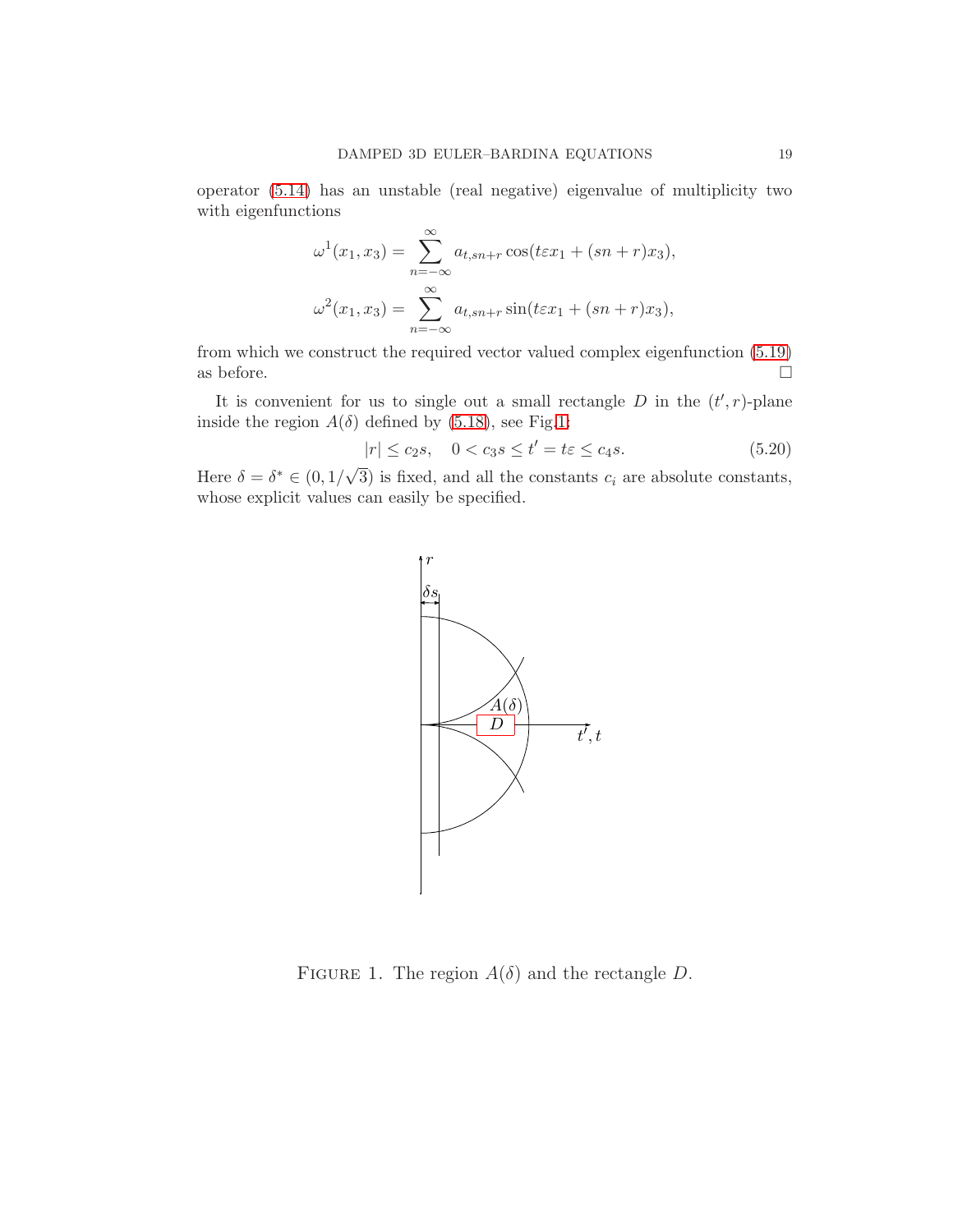operator (5.14) has an unstable (real negative) eigenvalue of multiplicity two with eigenfunctions

$$\omega^1(x_1, x_3) = \sum_{n=-\infty}^{\infty} a_{t,sn+r} \cos(t\varepsilon x_1 + (sn + r)x_3),$$

$$\omega^2(x_1, x_3) = \sum_{n=-\infty}^{\infty} a_{t,sn+r} \sin(t\varepsilon x_1 + (sn + r)x_3),$$

from which we construct the required vector valued complex eigenfunction (5.19) as before. □

It is convenient for us to single out a small rectangle $D$ in the $(t', r)$-plane inside the region $A(\delta)$ defined by (5.18), see Fig.1:

$$|r| \le c_2 s, \quad 0 < c_3 s \le t' = t\varepsilon \le c_4 s. \tag{5.20}$$

Here $\delta = \delta^* \in (0, 1/\sqrt{3})$ is fixed, and all the constants $c_i$ are absolute constants, whose explicit values can easily be specified.

FIGURE 1. The region $A(\delta)$ and the rectangle $D$.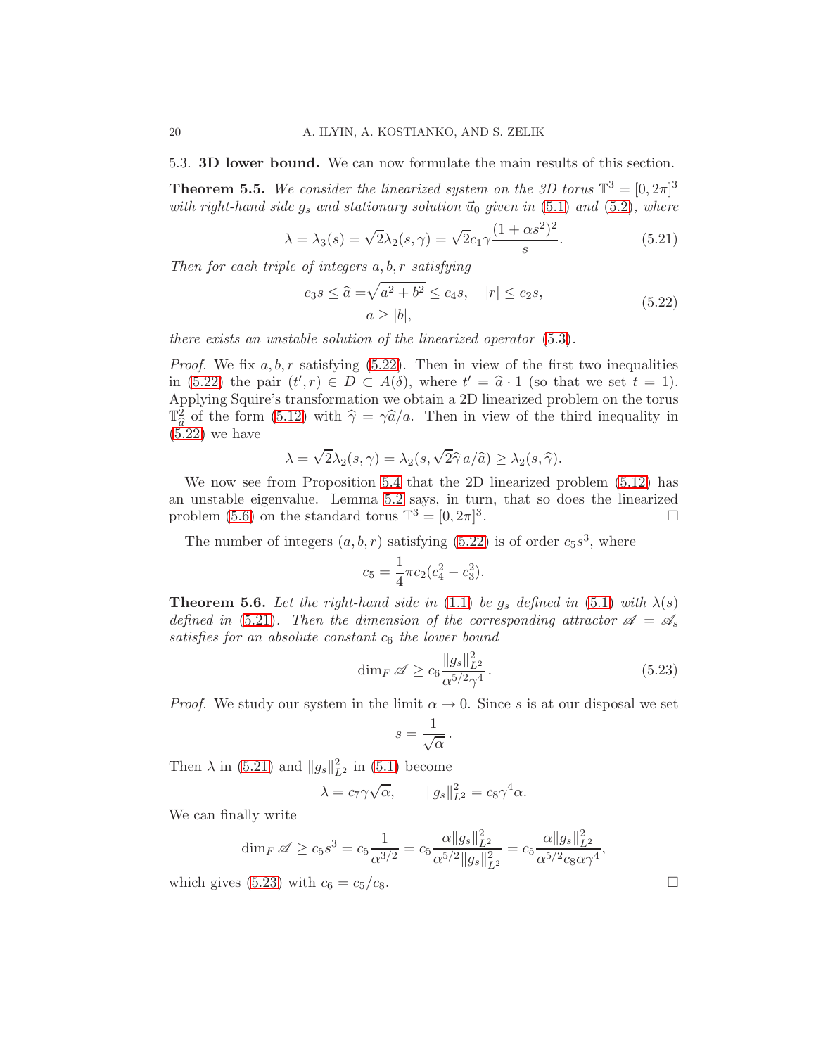### 5.3. **3D lower bound.**

We can now formulate the main results of this section.

**Theorem 5.5.** *We consider the linearized system on the 3D torus $\mathbb{T}^3 = [0, 2\pi]^3$ with right-hand side $g_s$ and stationary solution $\vec{u}_0$ given in (5.1) and (5.2), where*

$$
\lambda = \lambda_3(s) = \sqrt{2}\lambda_2(s, \gamma) = \sqrt{2}c_1\gamma\frac{(1 + \alpha s^2)^2}{s}. \tag{5.21}
$$

*Then for each triple of integers $a, b, r$ satisfying*

$$
\begin{gathered}
c_3 s \le \widehat{a} = \sqrt{a^2 + b^2} \le c_4 s, \quad |r| \le c_2 s, \\
a \ge |b|,
\end{gathered} \tag{5.22}
$$

*there exists an unstable solution of the linearized operator (5.3).*

*Proof.* We fix $a, b, r$ satisfying (5.22). Then in view of the first two inequalities in (5.22) the pair $(t', r) \in D \subset A(\delta)$, where $t' = \widehat{a} \cdot 1$ (so that we set $t = 1$). Applying Squire's transformation we obtain a 2D linearized problem on the torus $\mathbb{T}^2_{\widehat{a}}$ of the form (5.12) with $\widehat{\gamma} = \gamma\widehat{a}/a$. Then in view of the third inequality in (5.22) we have

$$
\lambda = \sqrt{2}\lambda_2(s, \gamma) = \lambda_2(s, \sqrt{2}\widehat{\gamma}\, a/\widehat{a}) \ge \lambda_2(s, \widehat{\gamma}).
$$

We now see from Proposition 5.4 that the 2D linearized problem (5.12) has an unstable eigenvalue. Lemma 5.2 says, in turn, that so does the linearized problem (5.6) on the standard torus $\mathbb{T}^3 = [0, 2\pi]^3$. □

The number of integers $(a, b, r)$ satisfying (5.22) is of order $c_5 s^3$, where

$$
c_5 = \frac{1}{4}\pi c_2(c_4^2 - c_3^2).
$$

**Theorem 5.6.** *Let the right-hand side in (1.1) be $g_s$ defined in (5.1) with $\lambda(s)$ defined in (5.21). Then the dimension of the corresponding attractor $\mathscr{A} = \mathscr{A}_s$ satisfies for an absolute constant $c_6$ the lower bound*

$$
\dim_F \mathscr{A} \ge c_6 \frac{\|g_s\|^2_{L^2}}{\alpha^{5/2}\gamma^4}. \tag{5.23}
$$

*Proof.* We study our system in the limit $\alpha \to 0$. Since $s$ is at our disposal we set

$$
s = \frac{1}{\sqrt{\alpha}}.
$$

Then $\lambda$ in (5.21) and $\|g_s\|^2_{L^2}$ in (5.1) become

$$
\lambda = c_7\gamma\sqrt{\alpha}, \qquad \|g_s\|^2_{L^2} = c_8\gamma^4\alpha.
$$

We can finally write

$$
\dim_F \mathscr{A} \ge c_5 s^3 = c_5 \frac{1}{\alpha^{3/2}} = c_5 \frac{\alpha\|g_s\|^2_{L^2}}{\alpha^{5/2}\|g_s\|^2_{L^2}} = c_5 \frac{\alpha\|g_s\|^2_{L^2}}{\alpha^{5/2}c_8\alpha\gamma^4},
$$

which gives (5.23) with $c_6 = c_5/c_8$. □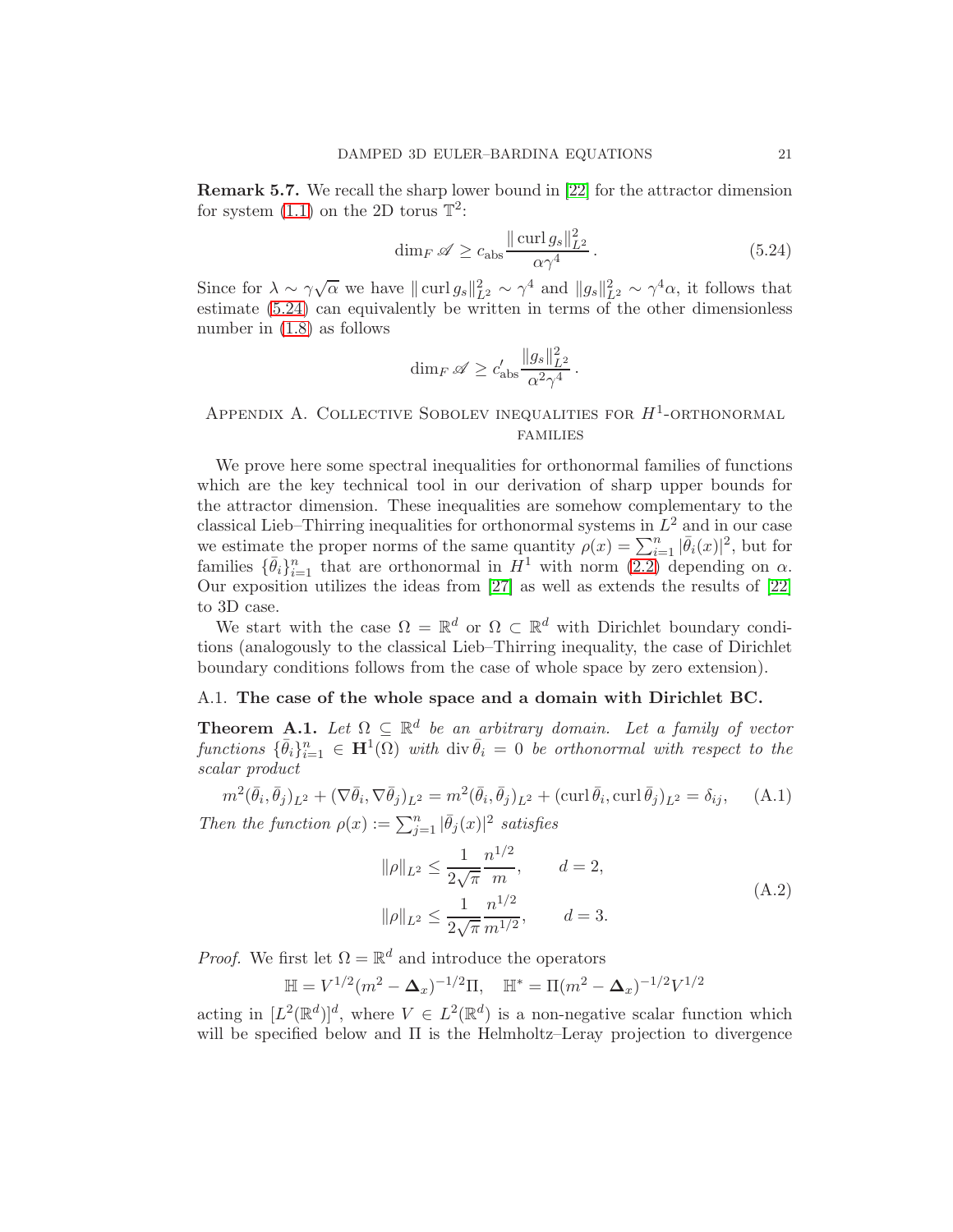**Remark 5.7.** We recall the sharp lower bound in [22] for the attractor dimension for system (1.1) on the 2D torus $\mathbb{T}^2$:

$$\dim_F \mathscr{A} \ge c_{\text{abs}} \frac{\|\operatorname{curl} g_s\|_{L^2}^2}{\alpha \gamma^4}. \tag{5.24}$$

Since for $\lambda \sim \gamma\sqrt{\alpha}$ we have $\|\operatorname{curl} g_s\|_{L^2}^2 \sim \gamma^4$ and $\|g_s\|_{L^2}^2 \sim \gamma^4 \alpha$, it follows that estimate (5.24) can equivalently be written in terms of the other dimensionless number in (1.8) as follows

$$\dim_F \mathscr{A} \ge c'_{\text{abs}} \frac{\|g_s\|_{L^2}^2}{\alpha^2 \gamma^4}.$$

## Appendix A. Collective Sobolev inequalities for $H^1$-orthonormal families

We prove here some spectral inequalities for orthonormal families of functions which are the key technical tool in our derivation of sharp upper bounds for the attractor dimension. These inequalities are somehow complementary to the classical Lieb–Thirring inequalities for orthonormal systems in $L^2$ and in our case we estimate the proper norms of the same quantity $\rho(x) = \sum_{i=1}^n |\bar\theta_i(x)|^2$, but for families $\{\bar\theta_i\}_{i=1}^n$ that are orthonormal in $H^1$ with norm (2.2) depending on $\alpha$. Our exposition utilizes the ideas from [27] as well as extends the results of [22] to 3D case.

We start with the case $\Omega = \mathbb{R}^d$ or $\Omega \subset \mathbb{R}^d$ with Dirichlet boundary conditions (analogously to the classical Lieb–Thirring inequality, the case of Dirichlet boundary conditions follows from the case of whole space by zero extension).

### A.1. **The case of the whole space and a domain with Dirichlet BC.**

**Theorem A.1.** *Let $\Omega \subseteq \mathbb{R}^d$ be an arbitrary domain. Let a family of vector functions $\{\bar\theta_i\}_{i=1}^n \in \mathbf{H}^1(\Omega)$ with $\operatorname{div} \bar\theta_i = 0$ be orthonormal with respect to the scalar product*

$$m^2(\bar\theta_i, \bar\theta_j)_{L^2} + (\nabla \bar\theta_i, \nabla \bar\theta_j)_{L^2} = m^2(\bar\theta_i, \bar\theta_j)_{L^2} + (\operatorname{curl} \bar\theta_i, \operatorname{curl} \bar\theta_j)_{L^2} = \delta_{ij}, \tag{A.1}$$

*Then the function $\rho(x) := \sum_{j=1}^n |\bar\theta_j(x)|^2$ satisfies*

$$\begin{aligned}
\|\rho\|_{L^2} &\le \frac{1}{2\sqrt{\pi}} \frac{n^{1/2}}{m}, \qquad d = 2, \\
\|\rho\|_{L^2} &\le \frac{1}{2\sqrt{\pi}} \frac{n^{1/2}}{m^{1/2}}, \qquad d = 3.
\end{aligned} \tag{A.2}$$

*Proof.* We first let $\Omega = \mathbb{R}^d$ and introduce the operators

$$\mathbb{H} = V^{1/2}(m^2 - \mathbf{\Delta}_x)^{-1/2}\Pi, \quad \mathbb{H}^* = \Pi(m^2 - \mathbf{\Delta}_x)^{-1/2}V^{1/2}$$

acting in $[L^2(\mathbb{R}^d)]^d$, where $V \in L^2(\mathbb{R}^d)$ is a non-negative scalar function which will be specified below and $\Pi$ is the Helmholtz–Leray projection to divergence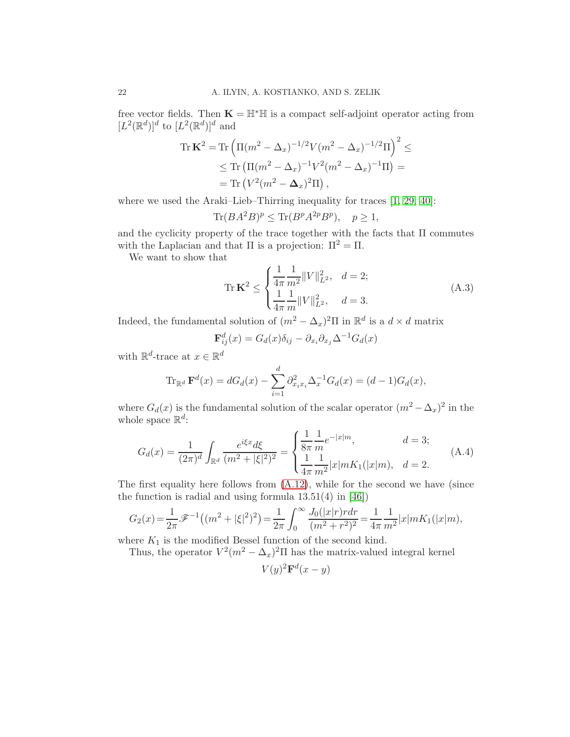free vector fields. Then $\mathbf{K} = \mathbb{H}^*\mathbb{H}$ is a compact self-adjoint operator acting from $[L^2(\mathbb{R}^d)]^d$ to $[L^2(\mathbb{R}^d)]^d$ and

$$
\begin{aligned}
\operatorname{Tr} \mathbf{K}^2 &= \operatorname{Tr}\left(\Pi(m^2-\Delta_x)^{-1/2}V(m^2-\Delta_x)^{-1/2}\Pi\right)^2 \leq \\
&\leq \operatorname{Tr}\left(\Pi(m^2-\Delta_x)^{-1}V^2(m^2-\Delta_x)^{-1}\Pi\right) = \\
&= \operatorname{Tr}\left(V^2(m^2-\mathbf{\Delta}_x)^2\Pi\right),
\end{aligned}
$$

where we used the Araki–Lieb–Thirring inequality for traces [1, 29, 40]:

$$
\operatorname{Tr}(BA^2B)^p \leq \operatorname{Tr}(B^pA^{2p}B^p), \quad p \geq 1,
$$

and the cyclicity property of the trace together with the facts that $\Pi$ commutes with the Laplacian and that $\Pi$ is a projection: $\Pi^2 = \Pi$.

We want to show that

$$
\operatorname{Tr} \mathbf{K}^2 \leq \begin{cases} \dfrac{1}{4\pi}\dfrac{1}{m^2}\|V\|^2_{L^2}, & d=2; \\ \dfrac{1}{4\pi}\dfrac{1}{m}\|V\|^2_{L^2}, & d=3. \end{cases} \tag{A.3}
$$

Indeed, the fundamental solution of $(m^2-\Delta_x)^2\Pi$ in $\mathbb{R}^d$ is a $d\times d$ matrix

$$
\mathbf{F}^d_{ij}(x) = G_d(x)\delta_{ij} - \partial_{x_i}\partial_{x_j}\Delta^{-1}G_d(x)
$$

with $\mathbb{R}^d$-trace at $x\in\mathbb{R}^d$

$$
\operatorname{Tr}_{\mathbb{R}^d}\mathbf{F}^d(x) = dG_d(x) - \sum_{i=1}^d \partial^2_{x_ix_i}\Delta_x^{-1}G_d(x) = (d-1)G_d(x),
$$

where $G_d(x)$ is the fundamental solution of the scalar operator $(m^2-\Delta_x)^2$ in the whole space $\mathbb{R}^d$:

$$
G_d(x) = \frac{1}{(2\pi)^d}\int_{\mathbb{R}^d}\frac{e^{i\xi x}d\xi}{(m^2+|\xi|^2)^2} = \begin{cases} \dfrac{1}{8\pi}\dfrac{1}{m}e^{-|x|m}, & d=3; \\ \dfrac{1}{4\pi}\dfrac{1}{m^2}|x|mK_1(|x|m), & d=2. \end{cases} \tag{A.4}
$$

The first equality here follows from (A.12), while for the second we have (since the function is radial and using formula 13.51(4) in [46])

$$
G_2(x) = \frac{1}{2\pi}\mathscr{F}^{-1}\big((m^2+|\xi|^2)^2\big) = \frac{1}{2\pi}\int_0^\infty\frac{J_0(|x|r)rdr}{(m^2+r^2)^2} = \frac{1}{4\pi}\frac{1}{m^2}|x|mK_1(|x|m),
$$

where $K_1$ is the modified Bessel function of the second kind.

Thus, the operator $V^2(m^2-\Delta_x)^2\Pi$ has the matrix-valued integral kernel

$$
V(y)^2\mathbf{F}^d(x-y)
$$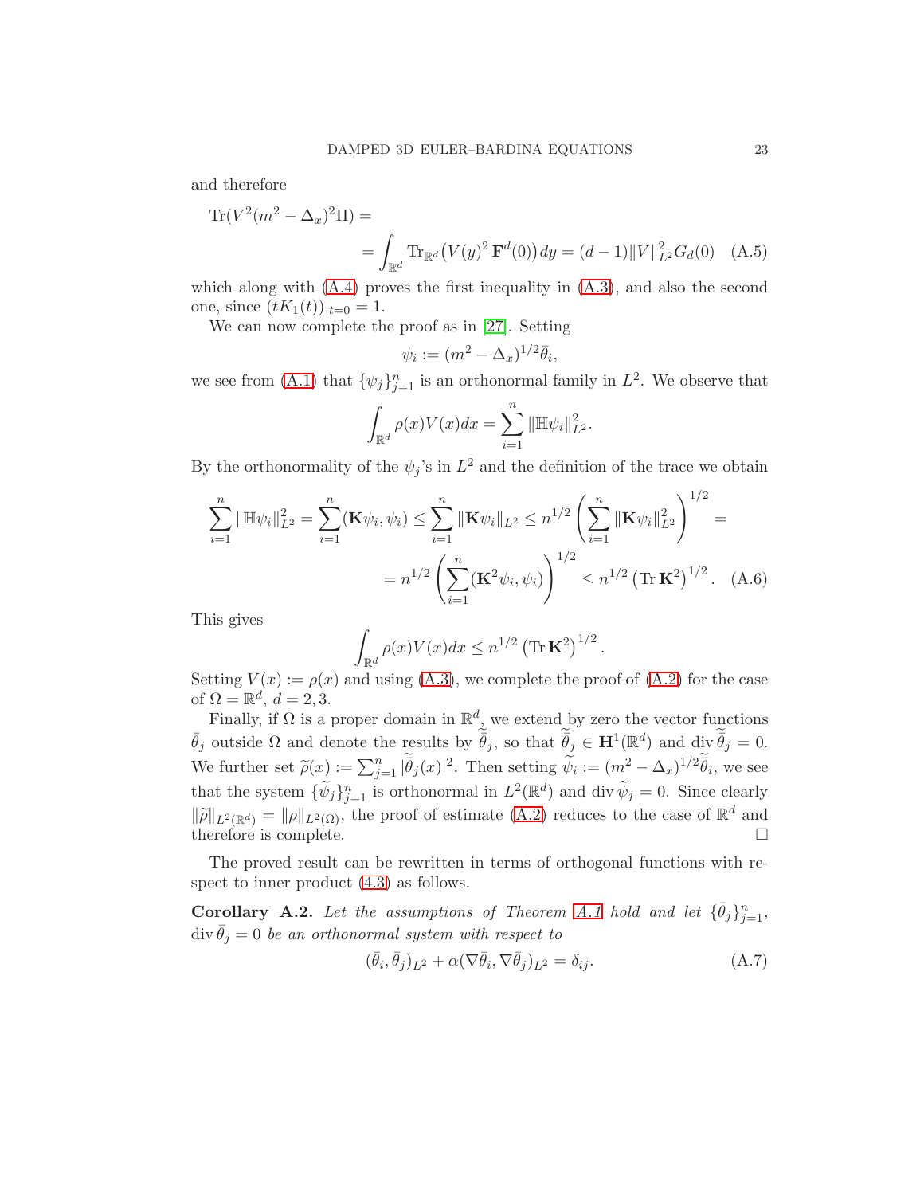and therefore

$$
\begin{aligned}
&\operatorname{Tr}(V^2(m^2-\Delta_x)^2\Pi) = \\
&\qquad = \int_{\mathbb{R}^d} \operatorname{Tr}_{\mathbb{R}^d}\big(V(y)^2\,\mathbf{F}^d(0)\big)\,dy = (d-1)\|V\|^2_{L^2}G_d(0) \quad \text{(A.5)}
\end{aligned}
$$

which along with (A.4) proves the first inequality in (A.3), and also the second one, since $(tK_1(t))|_{t=0}=1$.

We can now complete the proof as in [27]. Setting

$$
\psi_i := (m^2-\Delta_x)^{1/2}\bar\theta_i,
$$

we see from (A.1) that $\{\psi_j\}_{j=1}^n$ is an orthonormal family in $L^2$. We observe that

$$
\int_{\mathbb{R}^d}\rho(x)V(x)dx = \sum_{i=1}^n \|\mathbb{H}\psi_i\|^2_{L^2}.
$$

By the orthonormality of the $\psi_j$'s in $L^2$ and the definition of the trace we obtain

$$
\begin{aligned}
\sum_{i=1}^n \|\mathbb{H}\psi_i\|^2_{L^2} &= \sum_{i=1}^n(\mathbf{K}\psi_i,\psi_i) \le \sum_{i=1}^n\|\mathbf{K}\psi_i\|_{L^2} \le n^{1/2}\left(\sum_{i=1}^n\|\mathbf{K}\psi_i\|^2_{L^2}\right)^{1/2} = \\
&= n^{1/2}\left(\sum_{i=1}^n(\mathbf{K}^2\psi_i,\psi_i)\right)^{1/2} \le n^{1/2}\left(\operatorname{Tr}\mathbf{K}^2\right)^{1/2}. \quad \text{(A.6)}
\end{aligned}
$$

This gives

$$
\int_{\mathbb{R}^d}\rho(x)V(x)dx \le n^{1/2}\left(\operatorname{Tr}\mathbf{K}^2\right)^{1/2}.
$$

Setting $V(x):=\rho(x)$ and using (A.3), we complete the proof of (A.2) for the case of $\Omega=\mathbb{R}^d$, $d=2,3$.

Finally, if $\Omega$ is a proper domain in $\mathbb{R}^d$, we extend by zero the vector functions $\bar\theta_j$ outside $\Omega$ and denote the results by $\widetilde{\bar\theta}_j$, so that $\widetilde{\bar\theta}_j\in\mathbf{H}^1(\mathbb{R}^d)$ and $\operatorname{div}\widetilde{\bar\theta}_j=0$. We further set $\widetilde\rho(x):=\sum_{j=1}^n|\widetilde{\bar\theta}_j(x)|^2$. Then setting $\widetilde\psi_i:=(m^2-\Delta_x)^{1/2}\widetilde{\bar\theta}_i$, we see that the system $\{\widetilde\psi_j\}_{j=1}^n$ is orthonormal in $L^2(\mathbb{R}^d)$ and $\operatorname{div}\widetilde\psi_j=0$. Since clearly $\|\widetilde\rho\|_{L^2(\mathbb{R}^d)}=\|\rho\|_{L^2(\Omega)}$, the proof of estimate (A.2) reduces to the case of $\mathbb{R}^d$ and therefore is complete. $\square$

The proved result can be rewritten in terms of orthogonal functions with respect to inner product (4.3) as follows.

**Corollary A.2.** *Let the assumptions of Theorem A.1 hold and let $\{\bar\theta_j\}_{j=1}^n$, $\operatorname{div}\bar\theta_j=0$ be an orthonormal system with respect to*

$$
(\bar\theta_i,\bar\theta_j)_{L^2}+\alpha(\nabla\bar\theta_i,\nabla\bar\theta_j)_{L^2}=\delta_{ij}. \tag{A.7}
$$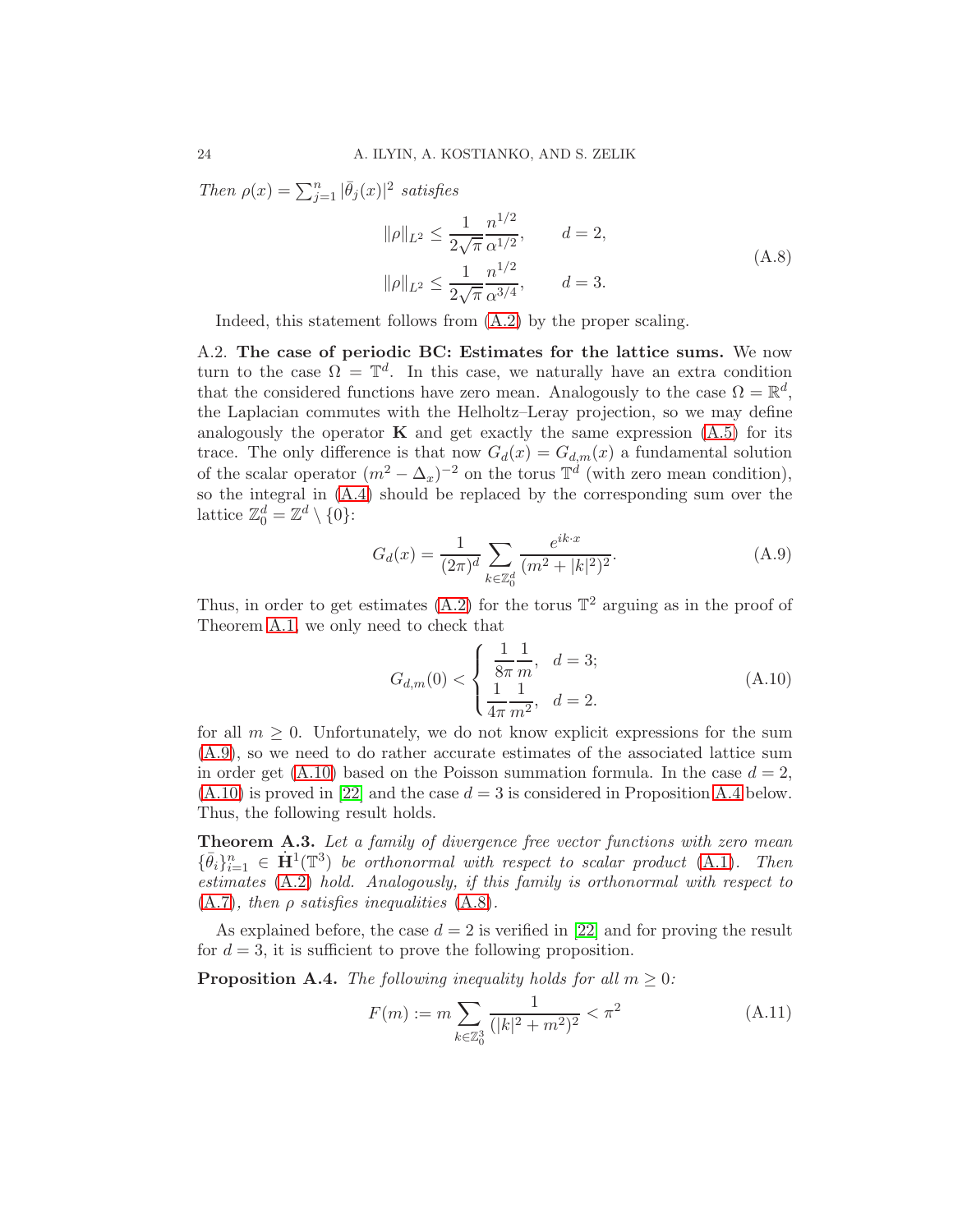*Then* $\rho(x) = \sum_{j=1}^n |\bar\theta_j(x)|^2$ *satisfies*

$$
\begin{aligned}
\|\rho\|_{L^2} &\le \frac{1}{2\sqrt{\pi}}\frac{n^{1/2}}{\alpha^{1/2}}, \qquad d=2,\\
\|\rho\|_{L^2} &\le \frac{1}{2\sqrt{\pi}}\frac{n^{1/2}}{\alpha^{3/4}}, \qquad d=3.
\end{aligned}
\tag{A.8}
$$

Indeed, this statement follows from (A.2) by the proper scaling.

A.2. **The case of periodic BC: Estimates for the lattice sums.** We now turn to the case $\Omega = \mathbb{T}^d$. In this case, we naturally have an extra condition that the considered functions have zero mean. Analogously to the case $\Omega = \mathbb{R}^d$, the Laplacian commutes with the Helholtz–Leray projection, so we may define analogously the operator $\mathbf{K}$ and get exactly the same expression (A.5) for its trace. The only difference is that now $G_d(x) = G_{d,m}(x)$ a fundamental solution of the scalar operator $(m^2 - \Delta_x)^{-2}$ on the torus $\mathbb{T}^d$ (with zero mean condition), so the integral in (A.4) should be replaced by the corresponding sum over the lattice $\mathbb{Z}^d_0 = \mathbb{Z}^d \setminus \{0\}$:

$$
G_d(x) = \frac{1}{(2\pi)^d}\sum_{k\in\mathbb{Z}^d_0}\frac{e^{ik\cdot x}}{(m^2+|k|^2)^2}.
\tag{A.9}
$$

Thus, in order to get estimates (A.2) for the torus $\mathbb{T}^2$ arguing as in the proof of Theorem A.1, we only need to check that

$$
G_{d,m}(0) < \begin{cases} \dfrac{1}{8\pi}\dfrac{1}{m}, & d=3;\\[2mm] \dfrac{1}{4\pi}\dfrac{1}{m^2}, & d=2. \end{cases}
\tag{A.10}
$$

for all $m \ge 0$. Unfortunately, we do not know explicit expressions for the sum (A.9), so we need to do rather accurate estimates of the associated lattice sum in order get (A.10) based on the Poisson summation formula. In the case $d=2$, (A.10) is proved in [22] and the case $d=3$ is considered in Proposition A.4 below. Thus, the following result holds.

**Theorem A.3.** *Let a family of divergence free vector functions with zero mean* $\{\bar\theta_i\}_{i=1}^n \in \dot{\mathbf{H}}^1(\mathbb{T}^3)$ *be orthonormal with respect to scalar product* (A.1). *Then estimates* (A.2) *hold. Analogously, if this family is orthonormal with respect to* (A.7), *then* $\rho$ *satisfies inequalities* (A.8).

As explained before, the case $d=2$ is verified in [22] and for proving the result for $d=3$, it is sufficient to prove the following proposition.

**Proposition A.4.** *The following inequality holds for all* $m \ge 0$:

$$
F(m) := m\sum_{k\in\mathbb{Z}^3_0}\frac{1}{(|k|^2+m^2)^2} < \pi^2
\tag{A.11}
$$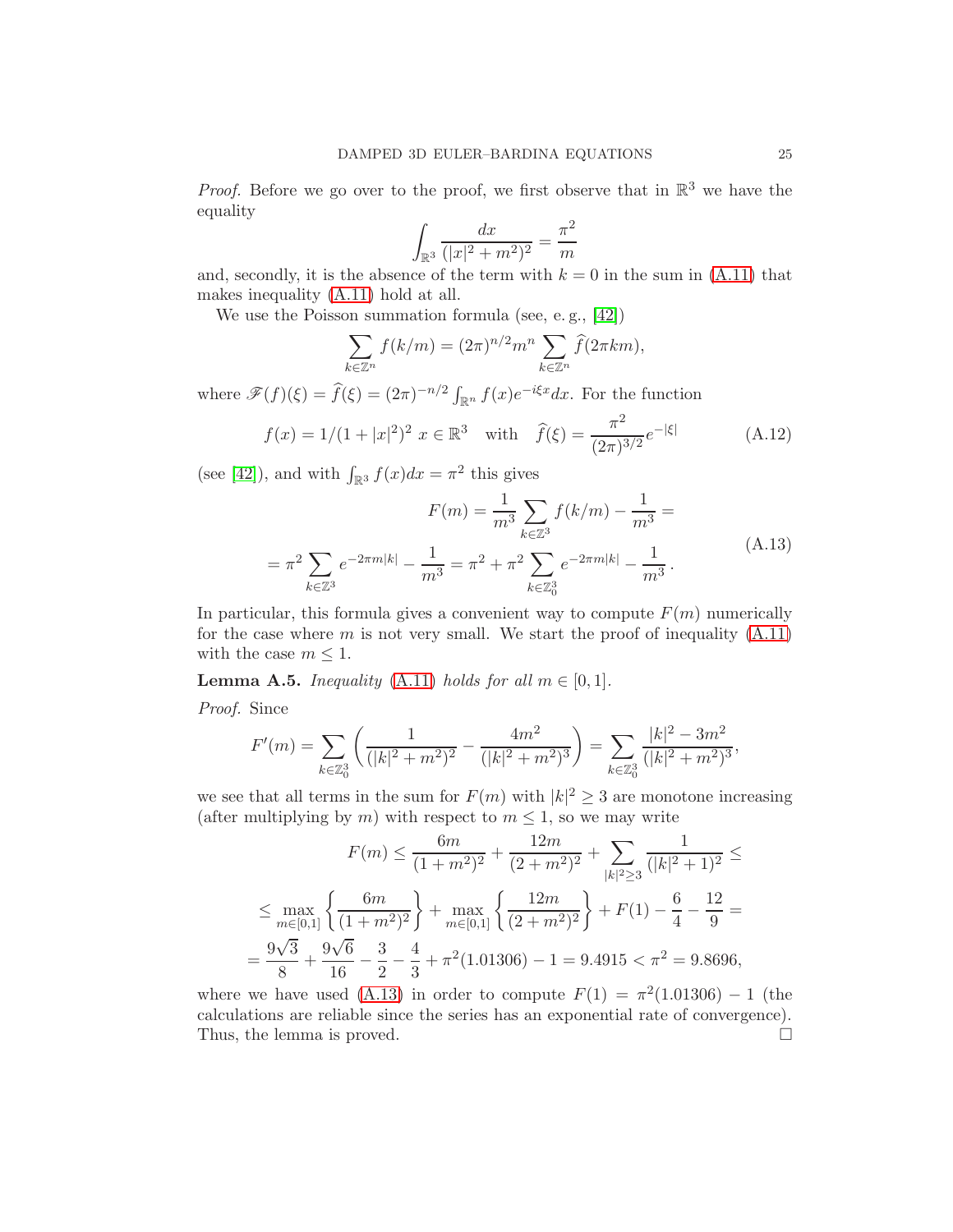*Proof.* Before we go over to the proof, we first observe that in $\mathbb{R}^3$ we have the equality

$$\int_{\mathbb{R}^3} \frac{dx}{(|x|^2+m^2)^2} = \frac{\pi^2}{m}$$

and, secondly, it is the absence of the term with $k=0$ in the sum in (A.11) that makes inequality (A.11) hold at all.

We use the Poisson summation formula (see, e. g., [42])

$$\sum_{k\in\mathbb{Z}^n} f(k/m) = (2\pi)^{n/2} m^n \sum_{k\in\mathbb{Z}^n} \widehat{f}(2\pi k m),$$

where $\mathscr{F}(f)(\xi) = \widehat{f}(\xi) = (2\pi)^{-n/2}\int_{\mathbb{R}^n} f(x)e^{-i\xi x}dx$. For the function

$$f(x) = 1/(1+|x|^2)^2 \ x\in\mathbb{R}^3 \quad \text{with} \quad \widehat{f}(\xi) = \frac{\pi^2}{(2\pi)^{3/2}} e^{-|\xi|} \tag{A.12}$$

(see [42]), and with $\int_{\mathbb{R}^3} f(x)dx = \pi^2$ this gives

$$\begin{aligned} F(m) &= \frac{1}{m^3}\sum_{k\in\mathbb{Z}^3} f(k/m) - \frac{1}{m^3} = \\ &= \pi^2 \sum_{k\in\mathbb{Z}^3} e^{-2\pi m|k|} - \frac{1}{m^3} = \pi^2 + \pi^2 \sum_{k\in\mathbb{Z}^3_0} e^{-2\pi m|k|} - \frac{1}{m^3}. \end{aligned} \tag{A.13}$$

In particular, this formula gives a convenient way to compute $F(m)$ numerically for the case where $m$ is not very small. We start the proof of inequality (A.11) with the case $m\le 1$.

**Lemma A.5.** *Inequality* (A.11) *holds for all* $m\in[0,1]$.

*Proof.* Since

$$F'(m) = \sum_{k\in\mathbb{Z}^3_0}\left(\frac{1}{(|k|^2+m^2)^2} - \frac{4m^2}{(|k|^2+m^2)^3}\right) = \sum_{k\in\mathbb{Z}^3_0} \frac{|k|^2-3m^2}{(|k|^2+m^2)^3},$$

we see that all terms in the sum for $F(m)$ with $|k|^2\ge 3$ are monotone increasing (after multiplying by $m$) with respect to $m\le 1$, so we may write

$$\begin{aligned} F(m) &\le \frac{6m}{(1+m^2)^2} + \frac{12m}{(2+m^2)^2} + \sum_{|k|^2\ge 3}\frac{1}{(|k|^2+1)^2} \le \\ &\le \max_{m\in[0,1]}\left\{\frac{6m}{(1+m^2)^2}\right\} + \max_{m\in[0,1]}\left\{\frac{12m}{(2+m^2)^2}\right\} + F(1) - \frac{6}{4} - \frac{12}{9} = \\ &= \frac{9\sqrt{3}}{8} + \frac{9\sqrt{6}}{16} - \frac{3}{2} - \frac{4}{3} + \pi^2(1.01306) - 1 = 9.4915 < \pi^2 = 9.8696, \end{aligned}$$

where we have used (A.13) in order to compute $F(1) = \pi^2(1.01306) - 1$ (the calculations are reliable since the series has an exponential rate of convergence). Thus, the lemma is proved. $\square$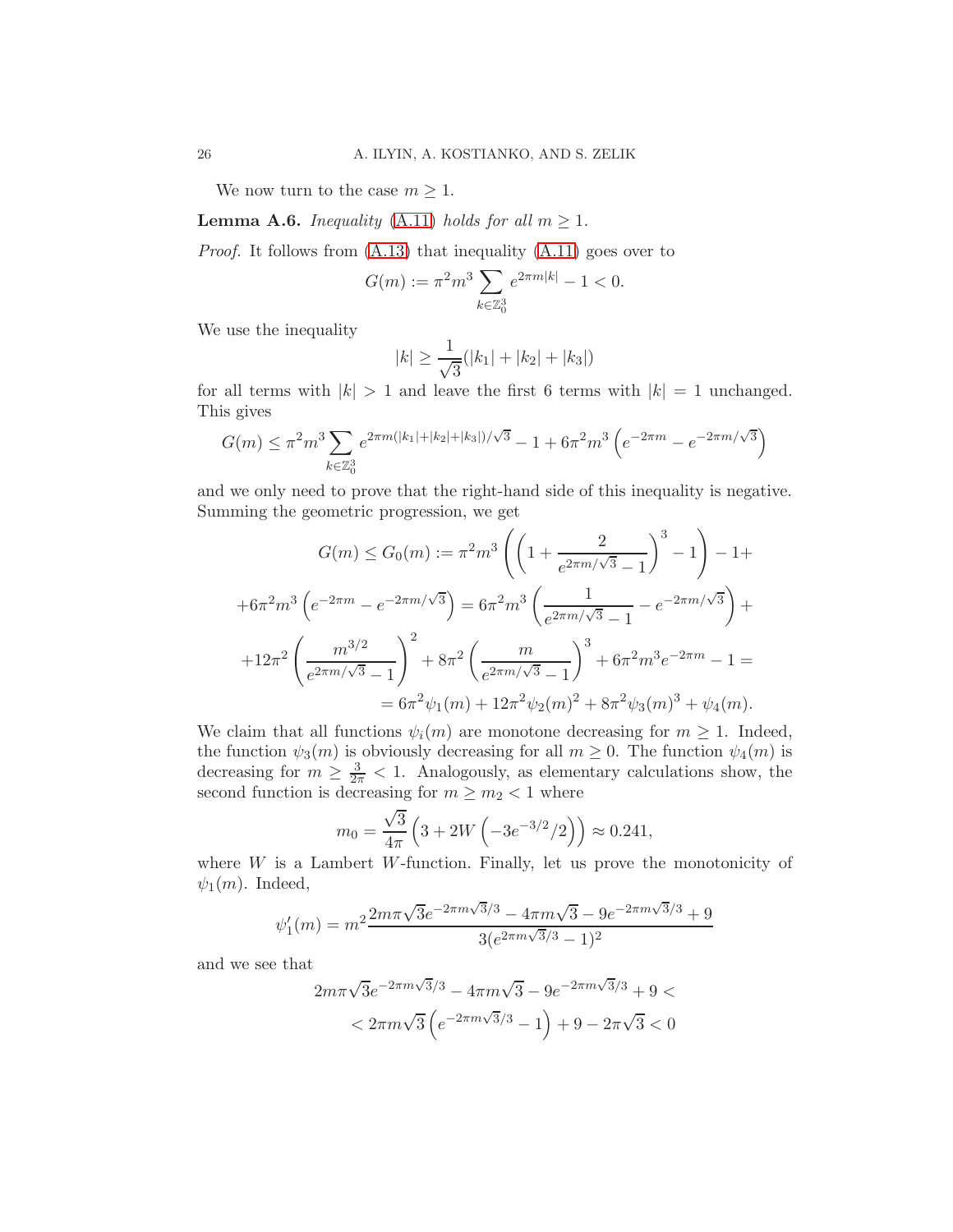We now turn to the case $m \geq 1$.

**Lemma A.6.** *Inequality* (A.11) *holds for all* $m \geq 1$.

*Proof.* It follows from (A.13) that inequality (A.11) goes over to

$$G(m) := \pi^2 m^3 \sum_{k \in \mathbb{Z}_0^3} e^{2\pi m|k|} - 1 < 0.$$

We use the inequality

$$|k| \geq \frac{1}{\sqrt{3}}(|k_1| + |k_2| + |k_3|)$$

for all terms with $|k| > 1$ and leave the first 6 terms with $|k| = 1$ unchanged. This gives

$$G(m) \leq \pi^2 m^3 \sum_{k \in \mathbb{Z}_0^3} e^{2\pi m(|k_1|+|k_2|+|k_3|)/\sqrt{3}} - 1 + 6\pi^2 m^3 \left(e^{-2\pi m} - e^{-2\pi m/\sqrt{3}}\right)$$

and we only need to prove that the right-hand side of this inequality is negative. Summing the geometric progression, we get

$$G(m) \leq G_0(m) := \pi^2 m^3 \left( \left(1 + \frac{2}{e^{2\pi m/\sqrt{3}} - 1}\right)^3 - 1 \right) - 1 +$$

$$+ 6\pi^2 m^3 \left(e^{-2\pi m} - e^{-2\pi m/\sqrt{3}}\right) = 6\pi^2 m^3 \left( \frac{1}{e^{2\pi m/\sqrt{3}} - 1} - e^{-2\pi m/\sqrt{3}} \right) +$$

$$+ 12\pi^2 \left( \frac{m^{3/2}}{e^{2\pi m/\sqrt{3}} - 1} \right)^2 + 8\pi^2 \left( \frac{m}{e^{2\pi m/\sqrt{3}} - 1} \right)^3 + 6\pi^2 m^3 e^{-2\pi m} - 1 =$$

$$= 6\pi^2 \psi_1(m) + 12\pi^2 \psi_2(m)^2 + 8\pi^2 \psi_3(m)^3 + \psi_4(m).$$

We claim that all functions $\psi_i(m)$ are monotone decreasing for $m \geq 1$. Indeed, the function $\psi_3(m)$ is obviously decreasing for all $m \geq 0$. The function $\psi_4(m)$ is decreasing for $m \geq \frac{3}{2\pi} < 1$. Analogously, as elementary calculations show, the second function is decreasing for $m \geq m_2 < 1$ where

$$m_0 = \frac{\sqrt{3}}{4\pi} \left(3 + 2W\left(-3e^{-3/2}/2\right)\right) \approx 0.241,$$

where $W$ is a Lambert $W$-function. Finally, let us prove the monotonicity of $\psi_1(m)$. Indeed,

$$\psi_1'(m) = m^2 \frac{2m\pi\sqrt{3}e^{-2\pi m\sqrt{3}/3} - 4\pi m\sqrt{3} - 9e^{-2\pi m\sqrt{3}/3} + 9}{3(e^{2\pi m\sqrt{3}/3} - 1)^2}$$

and we see that

$$2m\pi\sqrt{3}e^{-2\pi m\sqrt{3}/3} - 4\pi m\sqrt{3} - 9e^{-2\pi m\sqrt{3}/3} + 9 <$$

$$< 2\pi m\sqrt{3}\left(e^{-2\pi m\sqrt{3}/3} - 1\right) + 9 - 2\pi\sqrt{3} < 0$$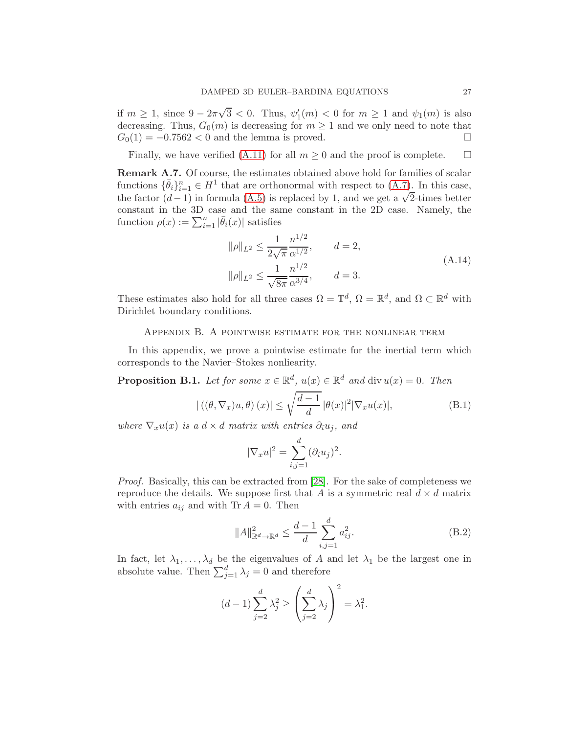if $m \ge 1$, since $9 - 2\pi\sqrt{3} < 0$. Thus, $\psi_1'(m) < 0$ for $m \ge 1$ and $\psi_1(m)$ is also decreasing. Thus, $G_0(m)$ is decreasing for $m \ge 1$ and we only need to note that $G_0(1) = -0.7562 < 0$ and the lemma is proved. □

Finally, we have verified (A.11) for all $m \ge 0$ and the proof is complete. □

**Remark A.7.** Of course, the estimates obtained above hold for families of scalar functions $\{\bar\theta_i\}_{i=1}^n \in H^1$ that are orthonormal with respect to (A.7). In this case, the factor $(d-1)$ in formula (A.5) is replaced by 1, and we get a $\sqrt{2}$-times better constant in the 3D case and the same constant in the 2D case. Namely, the function $\rho(x) := \sum_{i=1}^n |\bar\theta_i(x)|$ satisfies

$$
\begin{aligned}
\|\rho\|_{L^2} &\le \frac{1}{2\sqrt{\pi}} \frac{n^{1/2}}{\alpha^{1/2}}, \qquad d = 2,\\
\|\rho\|_{L^2} &\le \frac{1}{\sqrt{8\pi}} \frac{n^{1/2}}{\alpha^{3/4}}, \qquad d = 3.
\end{aligned}
\tag{A.14}
$$

These estimates also hold for all three cases $\Omega = \mathbb{T}^d$, $\Omega = \mathbb{R}^d$, and $\Omega \subset \mathbb{R}^d$ with Dirichlet boundary conditions.

## Appendix B. A pointwise estimate for the nonlinear term

In this appendix, we prove a pointwise estimate for the inertial term which corresponds to the Navier–Stokes nonlieartiy.

**Proposition B.1.** *Let for some $x \in \mathbb{R}^d$, $u(x) \in \mathbb{R}^d$ and $\operatorname{div} u(x) = 0$. Then*

$$
|\left((\theta, \nabla_x)u, \theta\right)(x)| \le \sqrt{\frac{d-1}{d}}\, |\theta(x)|^2 |\nabla_x u(x)|, \tag{B.1}
$$

*where $\nabla_x u(x)$ is a $d \times d$ matrix with entries $\partial_i u_j$, and*

$$
|\nabla_x u|^2 = \sum_{i,j=1}^d (\partial_i u_j)^2.
$$

*Proof.* Basically, this can be extracted from [28]. For the sake of completeness we reproduce the details. We suppose first that $A$ is a symmetric real $d \times d$ matrix with entries $a_{ij}$ and with $\operatorname{Tr} A = 0$. Then

$$
\|A\|^2_{\mathbb{R}^d \to \mathbb{R}^d} \le \frac{d-1}{d} \sum_{i,j=1}^d a_{ij}^2. \tag{B.2}
$$

In fact, let $\lambda_1, \dots, \lambda_d$ be the eigenvalues of $A$ and let $\lambda_1$ be the largest one in absolute value. Then $\sum_{j=1}^d \lambda_j = 0$ and therefore

$$
(d-1)\sum_{j=2}^d \lambda_j^2 \ge \left(\sum_{j=2}^d \lambda_j\right)^2 = \lambda_1^2.
$$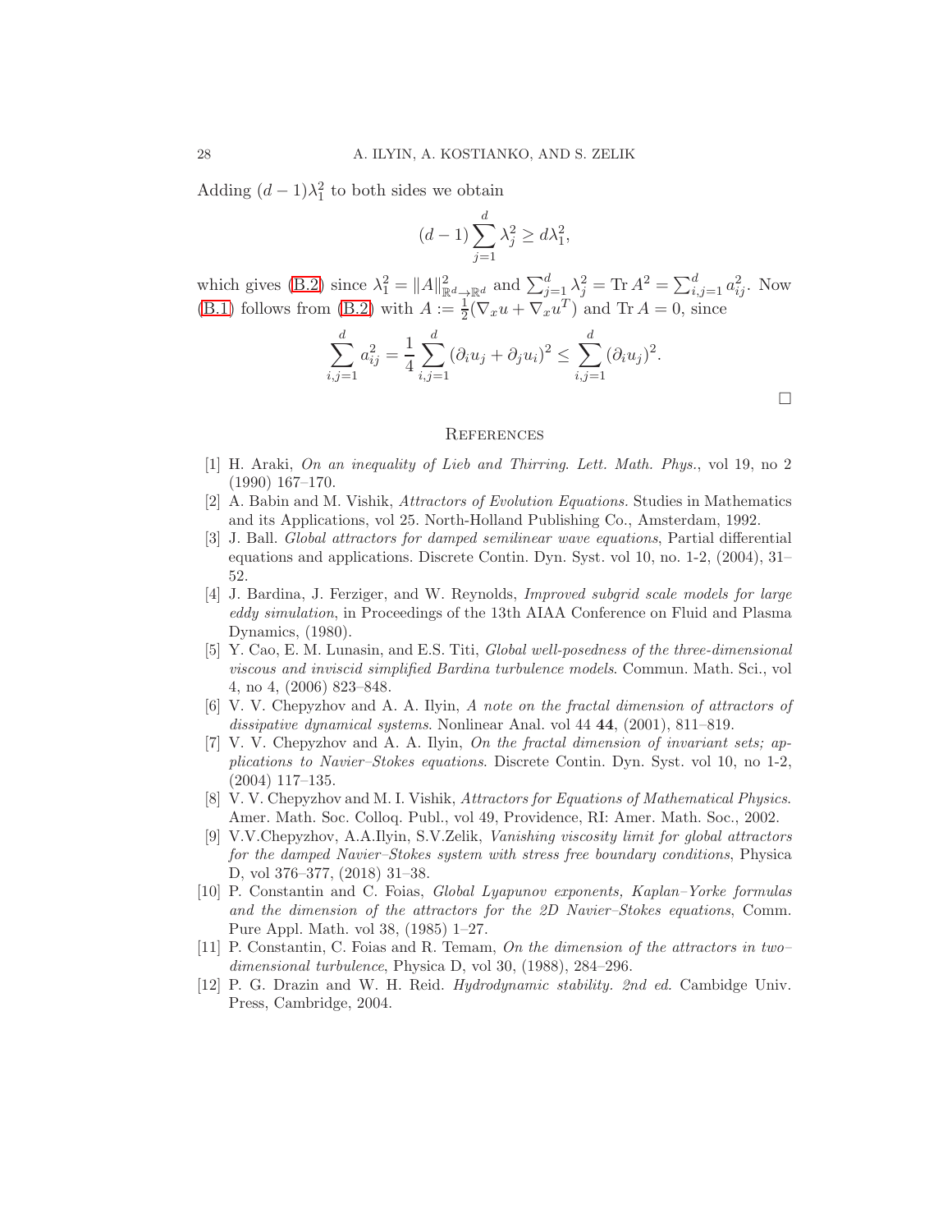Adding $(d-1)\lambda_1^2$ to both sides we obtain

$$(d-1)\sum_{j=1}^{d}\lambda_j^2 \geq d\lambda_1^2,$$

which gives (B.2) since $\lambda_1^2 = \|A\|^2_{\mathbb{R}^d\to\mathbb{R}^d}$ and $\sum_{j=1}^d \lambda_j^2 = \operatorname{Tr} A^2 = \sum_{i,j=1}^d a_{ij}^2$. Now (B.1) follows from (B.2) with $A := \frac{1}{2}(\nabla_x u + \nabla_x u^T)$ and $\operatorname{Tr} A = 0$, since

$$\sum_{i,j=1}^{d} a_{ij}^2 = \frac{1}{4}\sum_{i,j=1}^{d}(\partial_i u_j + \partial_j u_i)^2 \leq \sum_{i,j=1}^{d}(\partial_i u_j)^2.$$

□

## References

[1] H. Araki, *On an inequality of Lieb and Thirring*. *Lett. Math. Phys.*, vol 19, no 2 (1990) 167–170.

[2] A. Babin and M. Vishik, *Attractors of Evolution Equations.* Studies in Mathematics and its Applications, vol 25. North-Holland Publishing Co., Amsterdam, 1992.

[3] J. Ball. *Global attractors for damped semilinear wave equations*, Partial differential equations and applications. Discrete Contin. Dyn. Syst. vol 10, no. 1-2, (2004), 31–52.

[4] J. Bardina, J. Ferziger, and W. Reynolds, *Improved subgrid scale models for large eddy simulation*, in Proceedings of the 13th AIAA Conference on Fluid and Plasma Dynamics, (1980).

[5] Y. Cao, E. M. Lunasin, and E.S. Titi, *Global well-posedness of the three-dimensional viscous and inviscid simplified Bardina turbulence models*. Commun. Math. Sci., vol 4, no 4, (2006) 823–848.

[6] V. V. Chepyzhov and A. A. Ilyin, *A note on the fractal dimension of attractors of dissipative dynamical systems*. Nonlinear Anal. vol 44 **44**, (2001), 811–819.

[7] V. V. Chepyzhov and A. A. Ilyin, *On the fractal dimension of invariant sets; applications to Navier–Stokes equations*. Discrete Contin. Dyn. Syst. vol 10, no 1-2, (2004) 117–135.

[8] V. V. Chepyzhov and M. I. Vishik, *Attractors for Equations of Mathematical Physics*. Amer. Math. Soc. Colloq. Publ., vol 49, Providence, RI: Amer. Math. Soc., 2002.

[9] V.V.Chepyzhov, A.A.Ilyin, S.V.Zelik, *Vanishing viscosity limit for global attractors for the damped Navier–Stokes system with stress free boundary conditions*, Physica D, vol 376–377, (2018) 31–38.

[10] P. Constantin and C. Foias, *Global Lyapunov exponents, Kaplan–Yorke formulas and the dimension of the attractors for the 2D Navier–Stokes equations*, Comm. Pure Appl. Math. vol 38, (1985) 1–27.

[11] P. Constantin, C. Foias and R. Temam, *On the dimension of the attractors in two-dimensional turbulence*, Physica D, vol 30, (1988), 284–296.

[12] P. G. Drazin and W. H. Reid. *Hydrodynamic stability. 2nd ed.* Cambidge Univ. Press, Cambridge, 2004.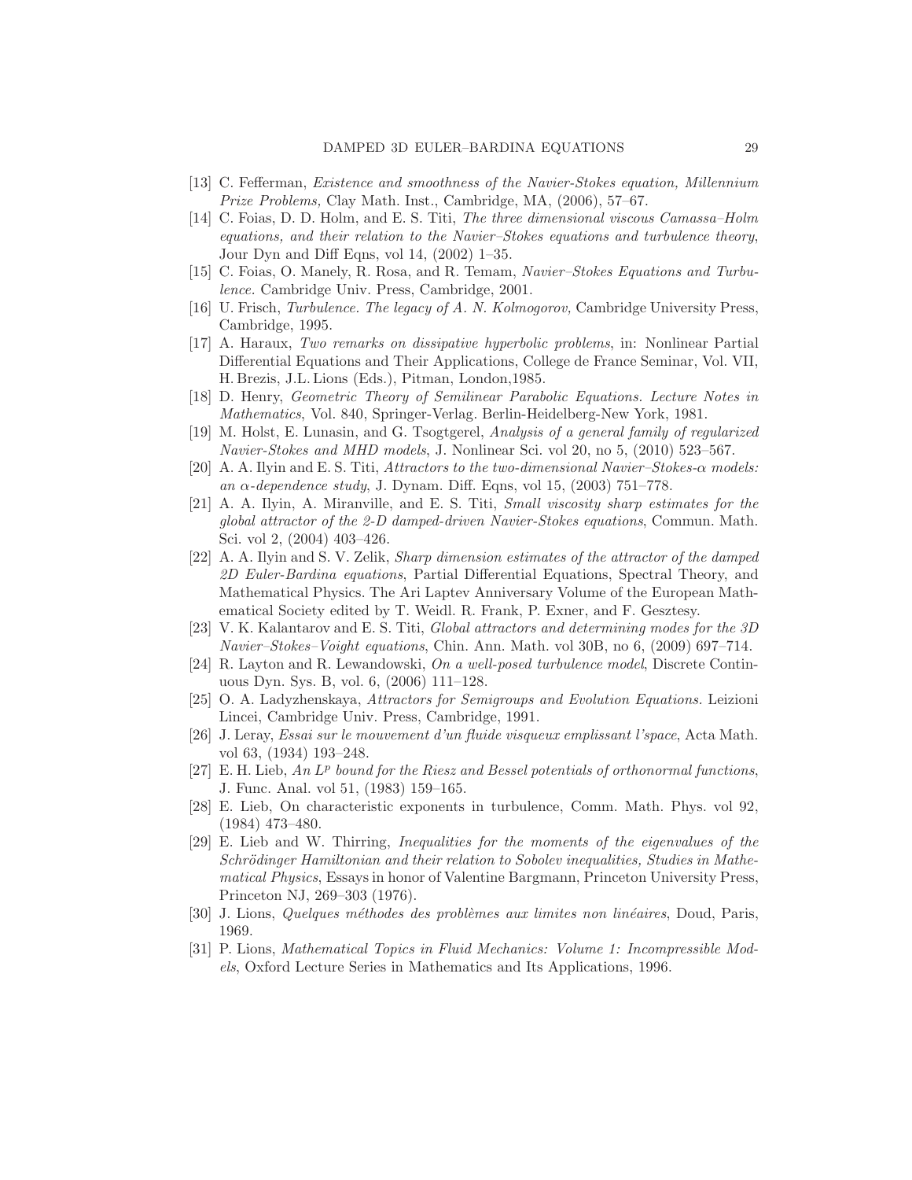[13] C. Fefferman, *Existence and smoothness of the Navier-Stokes equation, Millennium Prize Problems,* Clay Math. Inst., Cambridge, MA, (2006), 57–67.

[14] C. Foias, D. D. Holm, and E. S. Titi, *The three dimensional viscous Camassa–Holm equations, and their relation to the Navier–Stokes equations and turbulence theory*, Jour Dyn and Diff Eqns, vol 14, (2002) 1–35.

[15] C. Foias, O. Manely, R. Rosa, and R. Temam, *Navier–Stokes Equations and Turbulence.* Cambridge Univ. Press, Cambridge, 2001.

[16] U. Frisch, *Turbulence. The legacy of A. N. Kolmogorov,* Cambridge University Press, Cambridge, 1995.

[17] A. Haraux, *Two remarks on dissipative hyperbolic problems*, in: Nonlinear Partial Differential Equations and Their Applications, College de France Seminar, Vol. VII, H. Brezis, J.L. Lions (Eds.), Pitman, London,1985.

[18] D. Henry, *Geometric Theory of Semilinear Parabolic Equations. Lecture Notes in Mathematics*, Vol. 840, Springer-Verlag. Berlin-Heidelberg-New York, 1981.

[19] M. Holst, E. Lunasin, and G. Tsogtgerel, *Analysis of a general family of regularized Navier-Stokes and MHD models*, J. Nonlinear Sci. vol 20, no 5, (2010) 523–567.

[20] A. A. Ilyin and E. S. Titi, *Attractors to the two-dimensional Navier–Stokes-$\alpha$ models: an $\alpha$-dependence study*, J. Dynam. Diff. Eqns, vol 15, (2003) 751–778.

[21] A. A. Ilyin, A. Miranville, and E. S. Titi, *Small viscosity sharp estimates for the global attractor of the 2-D damped-driven Navier-Stokes equations*, Commun. Math. Sci. vol 2, (2004) 403–426.

[22] A. A. Ilyin and S. V. Zelik, *Sharp dimension estimates of the attractor of the damped 2D Euler-Bardina equations*, Partial Differential Equations, Spectral Theory, and Mathematical Physics. The Ari Laptev Anniversary Volume of the European Mathematical Society edited by T. Weidl. R. Frank, P. Exner, and F. Gesztesy.

[23] V. K. Kalantarov and E. S. Titi, *Global attractors and determining modes for the 3D Navier–Stokes–Voight equations*, Chin. Ann. Math. vol 30B, no 6, (2009) 697–714.

[24] R. Layton and R. Lewandowski, *On a well-posed turbulence model*, Discrete Continuous Dyn. Sys. B, vol. 6, (2006) 111–128.

[25] O. A. Ladyzhenskaya, *Attractors for Semigroups and Evolution Equations.* Leizioni Lincei, Cambridge Univ. Press, Cambridge, 1991.

[26] J. Leray, *Essai sur le mouvement d'un fluide visqueux emplissant l'space*, Acta Math. vol 63, (1934) 193–248.

[27] E. H. Lieb, *An $L^p$ bound for the Riesz and Bessel potentials of orthonormal functions*, J. Func. Anal. vol 51, (1983) 159–165.

[28] E. Lieb, On characteristic exponents in turbulence, Comm. Math. Phys. vol 92, (1984) 473–480.

[29] E. Lieb and W. Thirring, *Inequalities for the moments of the eigenvalues of the Schrödinger Hamiltonian and their relation to Sobolev inequalities, Studies in Mathematical Physics*, Essays in honor of Valentine Bargmann, Princeton University Press, Princeton NJ, 269–303 (1976).

[30] J. Lions, *Quelques méthodes des problèmes aux limites non linéaires*, Doud, Paris, 1969.

[31] P. Lions, *Mathematical Topics in Fluid Mechanics: Volume 1: Incompressible Models*, Oxford Lecture Series in Mathematics and Its Applications, 1996.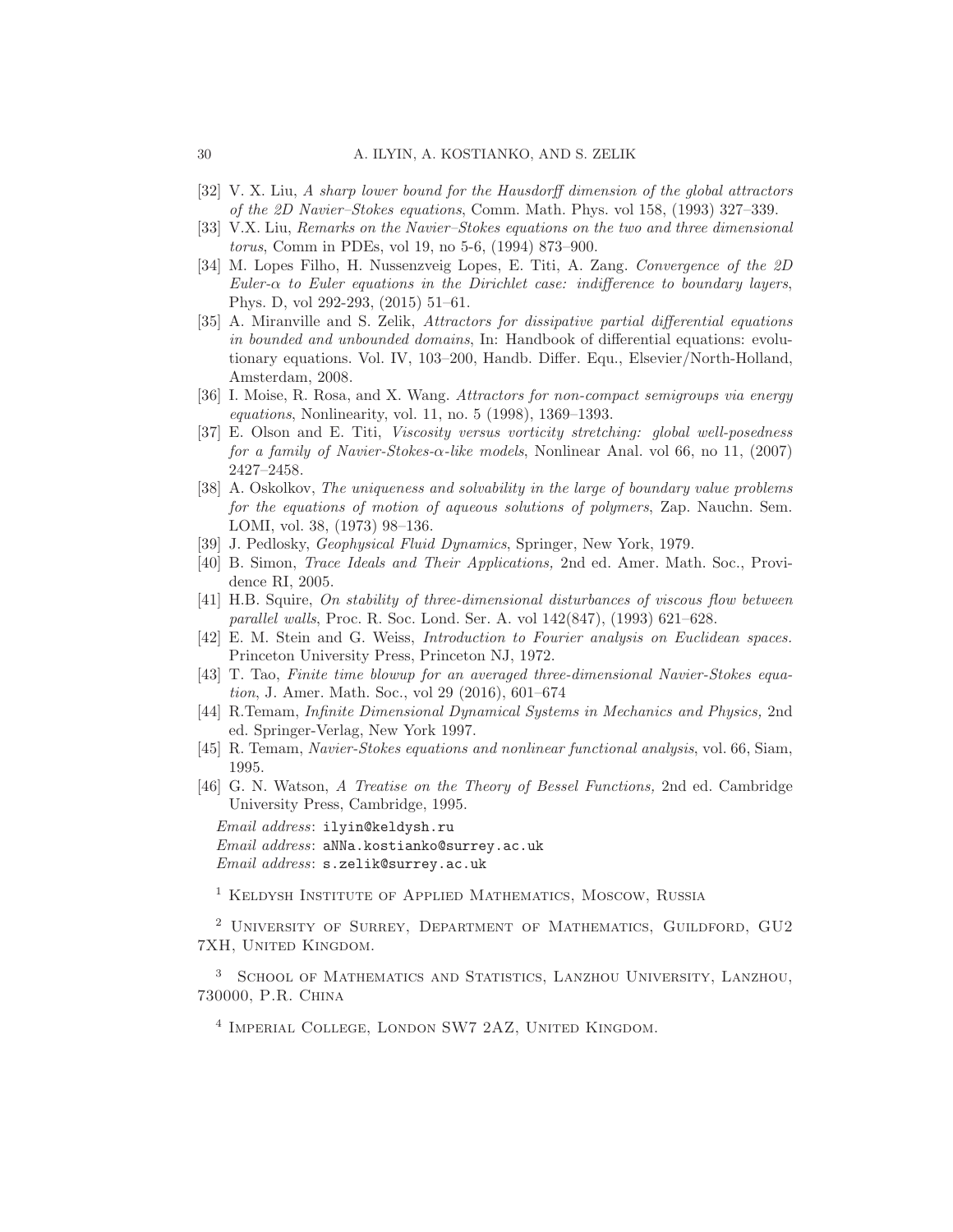[32] V. X. Liu, *A sharp lower bound for the Hausdorff dimension of the global attractors of the 2D Navier–Stokes equations*, Comm. Math. Phys. vol 158, (1993) 327–339.

[33] V.X. Liu, *Remarks on the Navier–Stokes equations on the two and three dimensional torus*, Comm in PDEs, vol 19, no 5-6, (1994) 873–900.

[34] M. Lopes Filho, H. Nussenzveig Lopes, E. Titi, A. Zang. *Convergence of the 2D Euler-$\alpha$ to Euler equations in the Dirichlet case: indifference to boundary layers*, Phys. D, vol 292-293, (2015) 51–61.

[35] A. Miranville and S. Zelik, *Attractors for dissipative partial differential equations in bounded and unbounded domains*, In: Handbook of differential equations: evolutionary equations. Vol. IV, 103–200, Handb. Differ. Equ., Elsevier/North-Holland, Amsterdam, 2008.

[36] I. Moise, R. Rosa, and X. Wang. *Attractors for non-compact semigroups via energy equations*, Nonlinearity, vol. 11, no. 5 (1998), 1369–1393.

[37] E. Olson and E. Titi, *Viscosity versus vorticity stretching: global well-posedness for a family of Navier-Stokes-$\alpha$-like models*, Nonlinear Anal. vol 66, no 11, (2007) 2427–2458.

[38] A. Oskolkov, *The uniqueness and solvability in the large of boundary value problems for the equations of motion of aqueous solutions of polymers*, Zap. Nauchn. Sem. LOMI, vol. 38, (1973) 98–136.

[39] J. Pedlosky, *Geophysical Fluid Dynamics*, Springer, New York, 1979.

[40] B. Simon, *Trace Ideals and Their Applications,* 2nd ed. Amer. Math. Soc., Providence RI, 2005.

[41] H.B. Squire, *On stability of three-dimensional disturbances of viscous flow between parallel walls*, Proc. R. Soc. Lond. Ser. A. vol 142(847), (1993) 621–628.

[42] E. M. Stein and G. Weiss, *Introduction to Fourier analysis on Euclidean spaces.* Princeton University Press, Princeton NJ, 1972.

[43] T. Tao, *Finite time blowup for an averaged three-dimensional Navier-Stokes equation*, J. Amer. Math. Soc., vol 29 (2016), 601–674

[44] R.Temam, *Infinite Dimensional Dynamical Systems in Mechanics and Physics,* 2nd ed. Springer-Verlag, New York 1997.

[45] R. Temam, *Navier-Stokes equations and nonlinear functional analysis*, vol. 66, Siam, 1995.

[46] G. N. Watson, *A Treatise on the Theory of Bessel Functions,* 2nd ed. Cambridge University Press, Cambridge, 1995.

*Email address*: ilyin@keldysh.ru

*Email address*: aNNa.kostianko@surrey.ac.uk

*Email address*: s.zelik@surrey.ac.uk

[1] Keldysh Institute of Applied Mathematics, Moscow, Russia

[2] University of Surrey, Department of Mathematics, Guildford, GU2 7XH, United Kingdom.

[3] School of Mathematics and Statistics, Lanzhou University, Lanzhou, 730000, P.R. China

[4] Imperial College, London SW7 2AZ, United Kingdom.